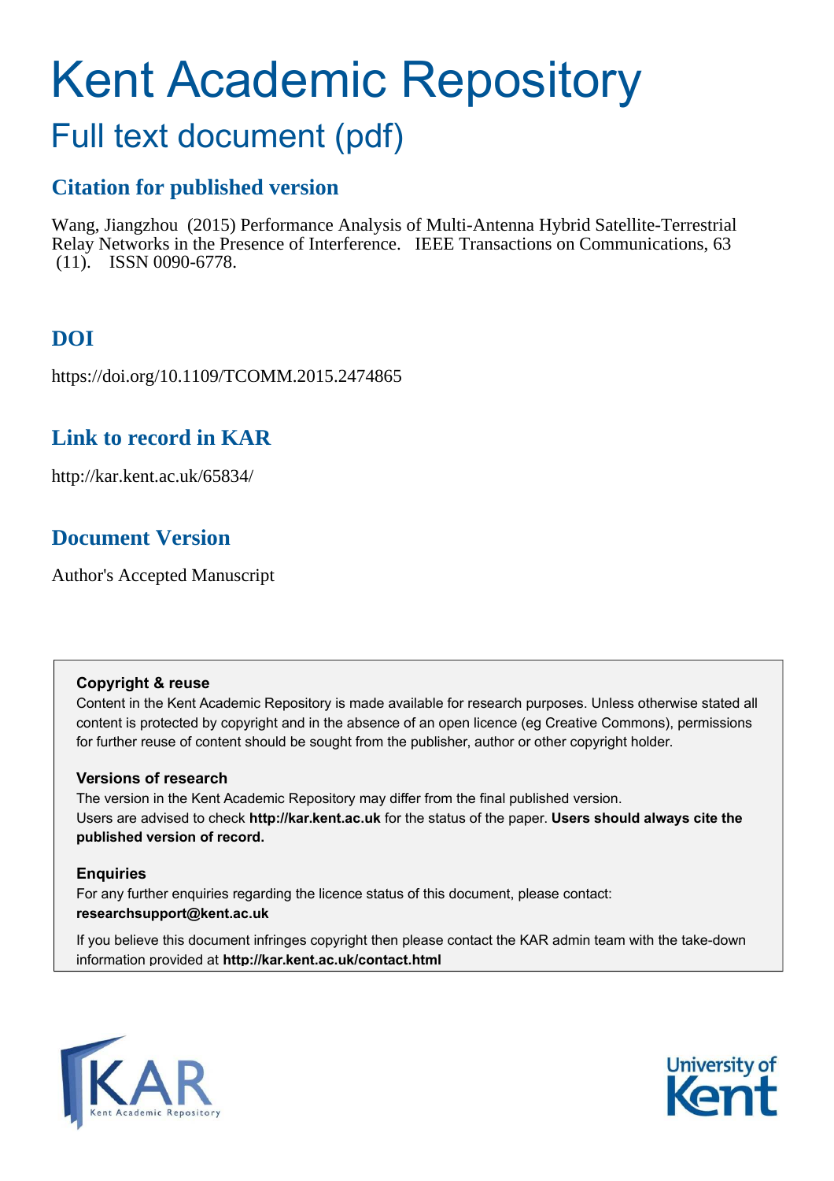# Kent Academic Repository

## Full text document (pdf)

### Citation for published version

Wang, Jiangzhou (2015) Performance Analysis of Multi-Antenna Hybrid Satellite-Terrestrial Relay Networks in the Presence of Interference. IEEE Transactions on Communications, 63 (11). ISSN 0090-6778.

### DOI

https://doi.org/10.1109/TCOMM.2015.2474865

### Link to record in KAR

http://kar.kent.ac.uk/65834/

### Document Version

Author's Accepted Manuscript

**Copyright & reuse**

Content in the Kent Academic Repository is made available for research purposes. Unless otherwise stated all content is protected by copyright and in the absence of an open licence (eg Creative Commons), permissions for further reuse of content should be sought from the publisher, author or other copyright holder.

**Versions of research**

The version in the Kent Academic Repository may differ from the final published version. Users are advised to check **http://kar.kent.ac.uk** for the status of the paper. **Users should always cite the published version of record.**

**Enquiries**

For any further enquiries regarding the licence status of this document, please contact: **researchsupport@kent.ac.uk**

If you believe this document infringes copyright then please contact the KAR admin team with the take-down information provided at **http://kar.kent.ac.uk/contact.html**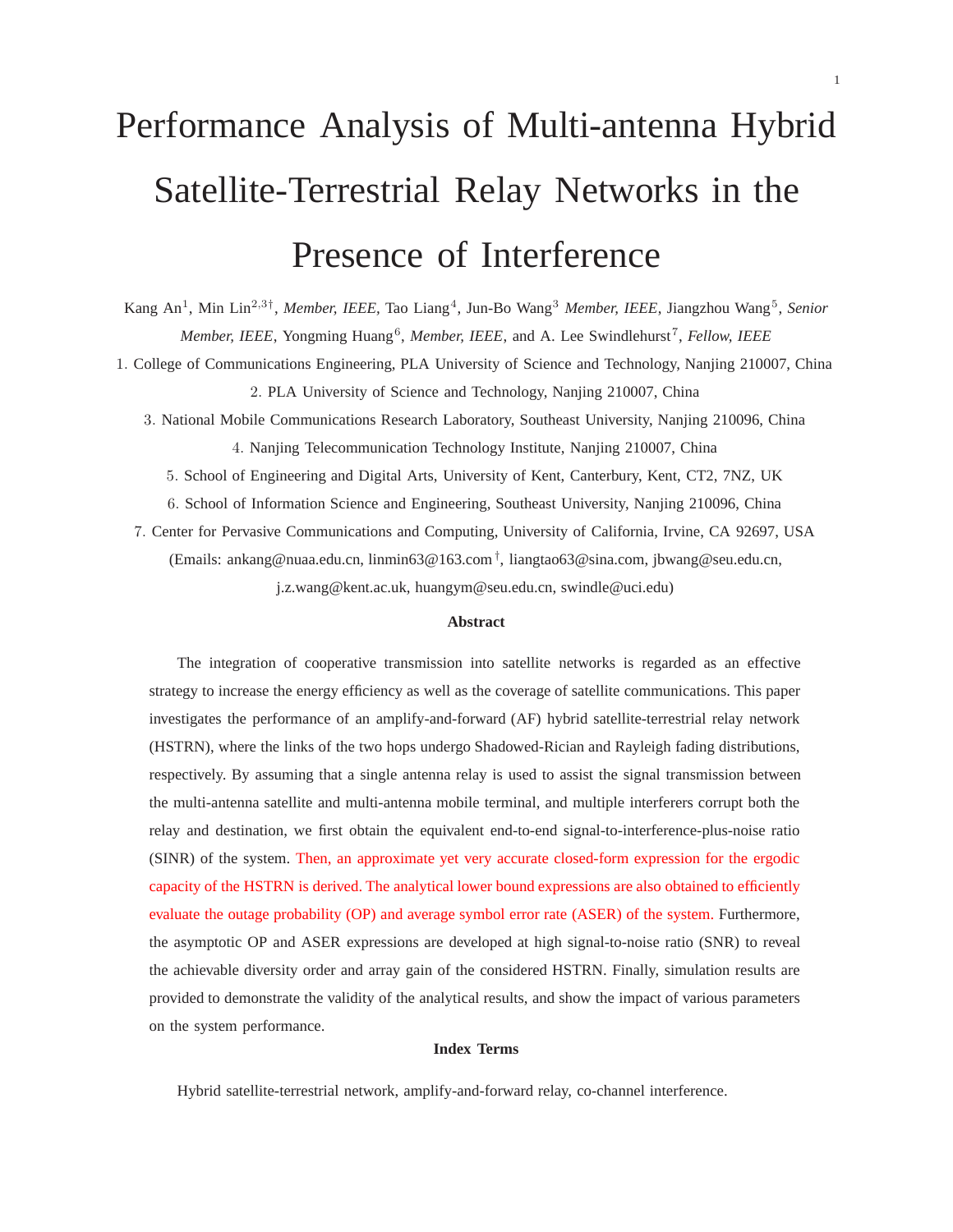# Performance Analysis of Multi-antenna Hybrid Satellite-Terrestrial Relay Networks in the Presence of Interference

Kang An[1], Min Lin[2,3†], *Member, IEEE*, Tao Liang[4], Jun-Bo Wang[3] *Member, IEEE*, Jiangzhou Wang[5], *Senior Member, IEEE*, Yongming Huang[6], *Member, IEEE*, and A. Lee Swindlehurst[7], *Fellow, IEEE*

1. College of Communications Engineering, PLA University of Science and Technology, Nanjing 210007, China
2. PLA University of Science and Technology, Nanjing 210007, China
3. National Mobile Communications Research Laboratory, Southeast University, Nanjing 210096, China
4. Nanjing Telecommunication Technology Institute, Nanjing 210007, China
5. School of Engineering and Digital Arts, University of Kent, Canterbury, Kent, CT2, 7NZ, UK
6. School of Information Science and Engineering, Southeast University, Nanjing 210096, China
7. Center for Pervasive Communications and Computing, University of California, Irvine, CA 92697, USA

(Emails: ankang@nuaa.edu.cn, linmin63@163.com[†], liangtao63@sina.com, jbwang@seu.edu.cn, j.z.wang@kent.ac.uk, huangym@seu.edu.cn, swindle@uci.edu)

**Abstract**

The integration of cooperative transmission into satellite networks is regarded as an effective strategy to increase the energy efficiency as well as the coverage of satellite communications. This paper investigates the performance of an amplify-and-forward (AF) hybrid satellite-terrestrial relay network (HSTRN), where the links of the two hops undergo Shadowed-Rician and Rayleigh fading distributions, respectively. By assuming that a single antenna relay is used to assist the signal transmission between the multi-antenna satellite and multi-antenna mobile terminal, and multiple interferers corrupt both the relay and destination, we first obtain the equivalent end-to-end signal-to-interference-plus-noise ratio (SINR) of the system. Then, an approximate yet very accurate closed-form expression for the ergodic capacity of the HSTRN is derived. The analytical lower bound expressions are also obtained to efficiently evaluate the outage probability (OP) and average symbol error rate (ASER) of the system. Furthermore, the asymptotic OP and ASER expressions are developed at high signal-to-noise ratio (SNR) to reveal the achievable diversity order and array gain of the considered HSTRN. Finally, simulation results are provided to demonstrate the validity of the analytical results, and show the impact of various parameters on the system performance.

**Index Terms**

Hybrid satellite-terrestrial network, amplify-and-forward relay, co-channel interference.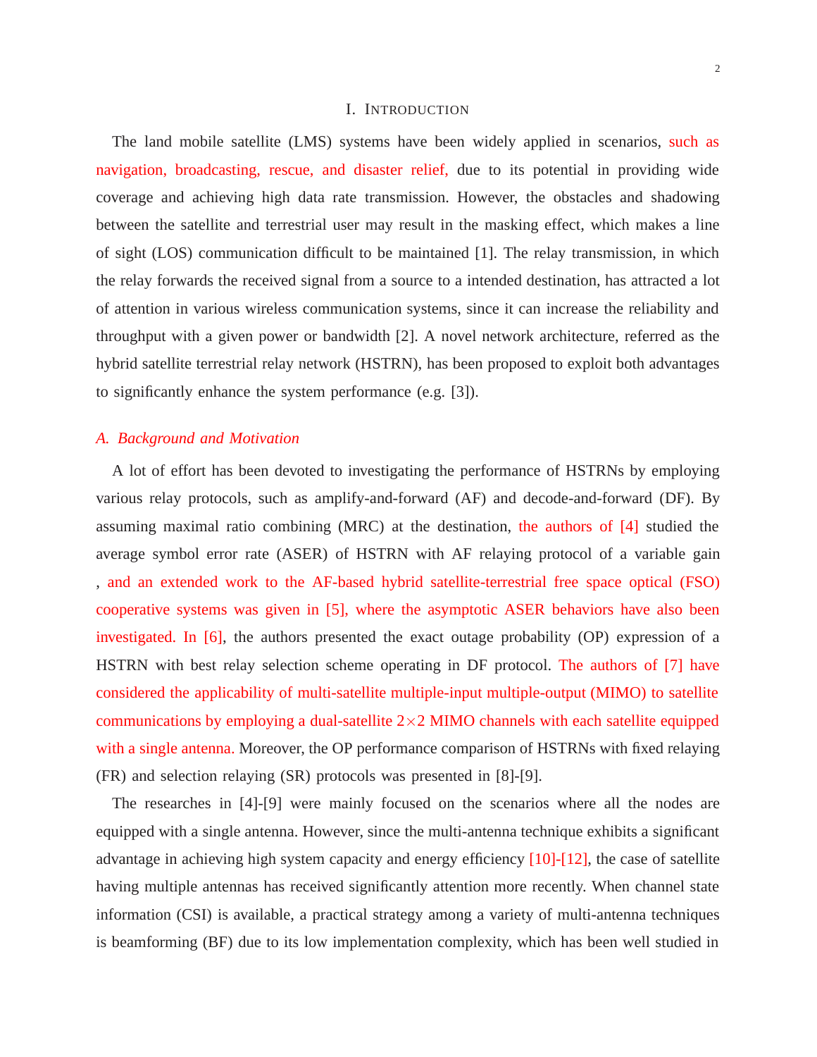## I. Introduction

The land mobile satellite (LMS) systems have been widely applied in scenarios, such as navigation, broadcasting, rescue, and disaster relief, due to its potential in providing wide coverage and achieving high data rate transmission. However, the obstacles and shadowing between the satellite and terrestrial user may result in the masking effect, which makes a line of sight (LOS) communication difficult to be maintained [1]. The relay transmission, in which the relay forwards the received signal from a source to a intended destination, has attracted a lot of attention in various wireless communication systems, since it can increase the reliability and throughput with a given power or bandwidth [2]. A novel network architecture, referred as the hybrid satellite terrestrial relay network (HSTRN), has been proposed to exploit both advantages to significantly enhance the system performance (e.g. [3]).

### *A. Background and Motivation*

A lot of effort has been devoted to investigating the performance of HSTRNs by employing various relay protocols, such as amplify-and-forward (AF) and decode-and-forward (DF). By assuming maximal ratio combining (MRC) at the destination, the authors of [4] studied the average symbol error rate (ASER) of HSTRN with AF relaying protocol of a variable gain , and an extended work to the AF-based hybrid satellite-terrestrial free space optical (FSO) cooperative systems was given in [5], where the asymptotic ASER behaviors have also been investigated. In [6], the authors presented the exact outage probability (OP) expression of a HSTRN with best relay selection scheme operating in DF protocol. The authors of [7] have considered the applicability of multi-satellite multiple-input multiple-output (MIMO) to satellite communications by employing a dual-satellite $2\times2$ MIMO channels with each satellite equipped with a single antenna. Moreover, the OP performance comparison of HSTRNs with fixed relaying (FR) and selection relaying (SR) protocols was presented in [8]-[9].

The researches in [4]-[9] were mainly focused on the scenarios where all the nodes are equipped with a single antenna. However, since the multi-antenna technique exhibits a significant advantage in achieving high system capacity and energy efficiency [10]-[12], the case of satellite having multiple antennas has received significantly attention more recently. When channel state information (CSI) is available, a practical strategy among a variety of multi-antenna techniques is beamforming (BF) due to its low implementation complexity, which has been well studied in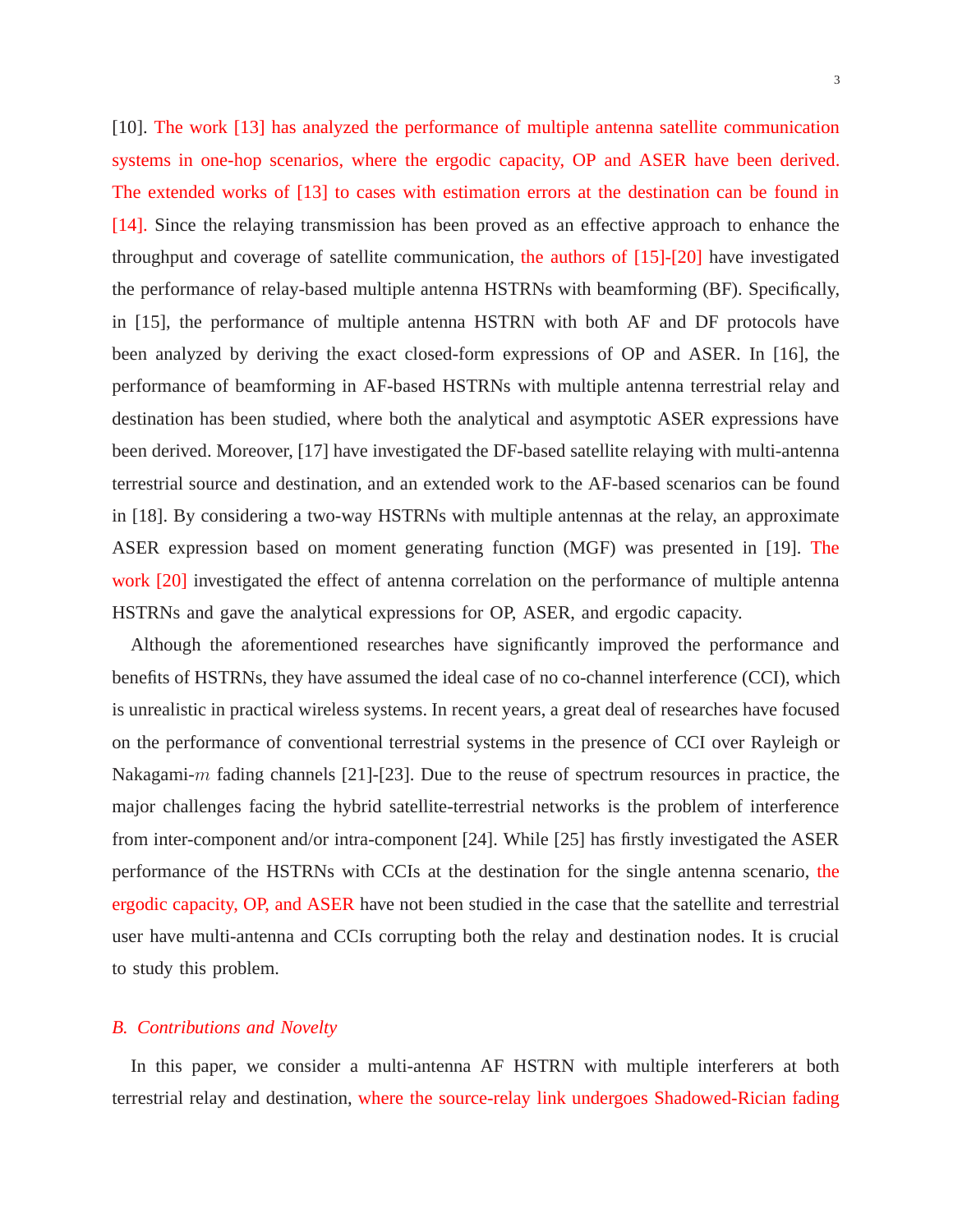[10]. The work [13] has analyzed the performance of multiple antenna satellite communication systems in one-hop scenarios, where the ergodic capacity, OP and ASER have been derived. The extended works of [13] to cases with estimation errors at the destination can be found in [14]. Since the relaying transmission has been proved as an effective approach to enhance the throughput and coverage of satellite communication, the authors of [15]-[20] have investigated the performance of relay-based multiple antenna HSTRNs with beamforming (BF). Specifically, in [15], the performance of multiple antenna HSTRN with both AF and DF protocols have been analyzed by deriving the exact closed-form expressions of OP and ASER. In [16], the performance of beamforming in AF-based HSTRNs with multiple antenna terrestrial relay and destination has been studied, where both the analytical and asymptotic ASER expressions have been derived. Moreover, [17] have investigated the DF-based satellite relaying with multi-antenna terrestrial source and destination, and an extended work to the AF-based scenarios can be found in [18]. By considering a two-way HSTRNs with multiple antennas at the relay, an approximate ASER expression based on moment generating function (MGF) was presented in [19]. The work [20] investigated the effect of antenna correlation on the performance of multiple antenna HSTRNs and gave the analytical expressions for OP, ASER, and ergodic capacity.

Although the aforementioned researches have significantly improved the performance and benefits of HSTRNs, they have assumed the ideal case of no co-channel interference (CCI), which is unrealistic in practical wireless systems. In recent years, a great deal of researches have focused on the performance of conventional terrestrial systems in the presence of CCI over Rayleigh or Nakagami-$m$ fading channels [21]-[23]. Due to the reuse of spectrum resources in practice, the major challenges facing the hybrid satellite-terrestrial networks is the problem of interference from inter-component and/or intra-component [24]. While [25] has firstly investigated the ASER performance of the HSTRNs with CCIs at the destination for the single antenna scenario, the ergodic capacity, OP, and ASER have not been studied in the case that the satellite and terrestrial user have multi-antenna and CCIs corrupting both the relay and destination nodes. It is crucial to study this problem.

### *B. Contributions and Novelty*

In this paper, we consider a multi-antenna AF HSTRN with multiple interferers at both terrestrial relay and destination, where the source-relay link undergoes Shadowed-Rician fading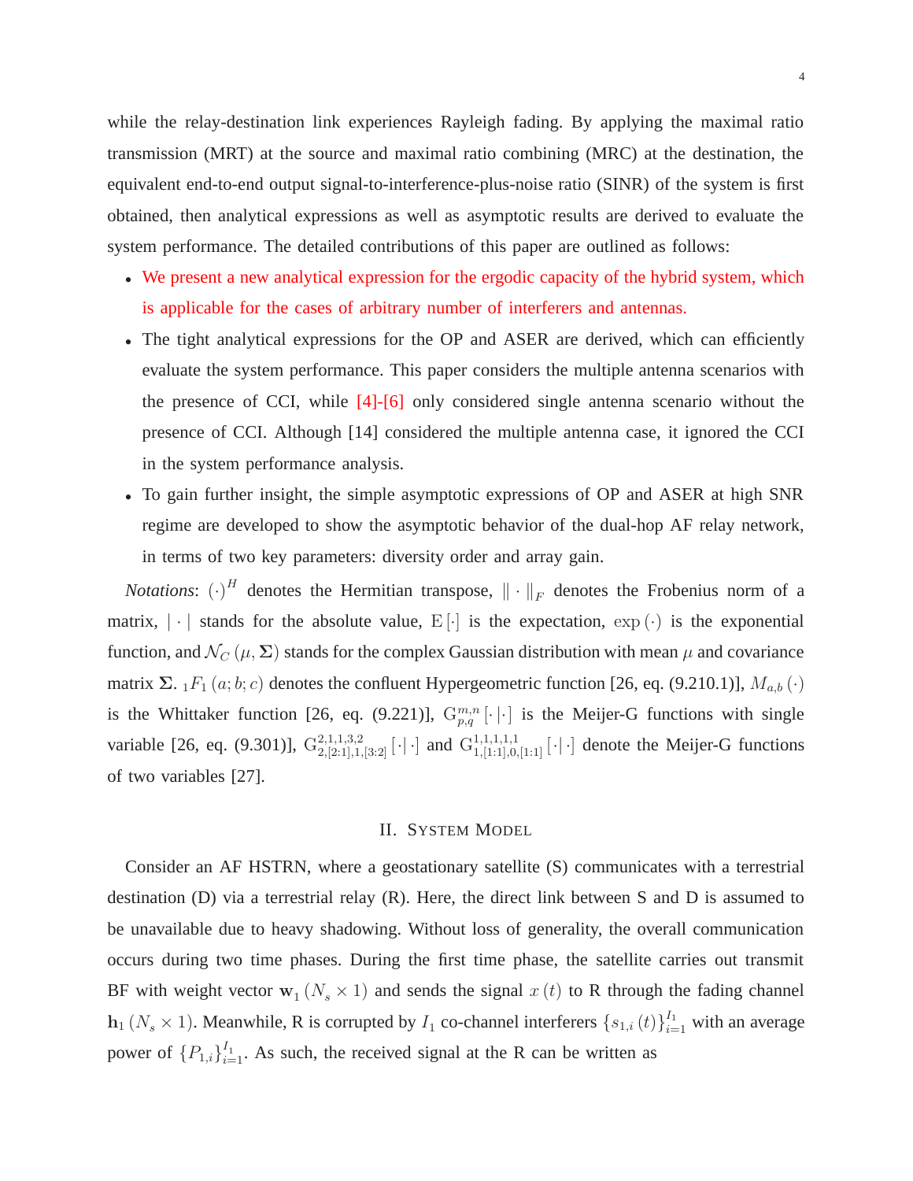while the relay-destination link experiences Rayleigh fading. By applying the maximal ratio transmission (MRT) at the source and maximal ratio combining (MRC) at the destination, the equivalent end-to-end output signal-to-interference-plus-noise ratio (SINR) of the system is first obtained, then analytical expressions as well as asymptotic results are derived to evaluate the system performance. The detailed contributions of this paper are outlined as follows:

- We present a new analytical expression for the ergodic capacity of the hybrid system, which is applicable for the cases of arbitrary number of interferers and antennas.
- The tight analytical expressions for the OP and ASER are derived, which can efficiently evaluate the system performance. This paper considers the multiple antenna scenarios with the presence of CCI, while [4]-[6] only considered single antenna scenario without the presence of CCI. Although [14] considered the multiple antenna case, it ignored the CCI in the system performance analysis.
- To gain further insight, the simple asymptotic expressions of OP and ASER at high SNR regime are developed to show the asymptotic behavior of the dual-hop AF relay network, in terms of two key parameters: diversity order and array gain.

*Notations*: $(\cdot)^H$ denotes the Hermitian transpose, $\|\cdot\|_F$ denotes the Frobenius norm of a matrix, $|\cdot|$ stands for the absolute value, $\mathrm{E}[\cdot]$ is the expectation, $\exp(\cdot)$ is the exponential function, and $\mathcal{N}_C(\mu, \mathbf{\Sigma})$ stands for the complex Gaussian distribution with mean $\mu$ and covariance matrix $\mathbf{\Sigma}$. ${}_1F_1(a;b;c)$ denotes the confluent Hypergeometric function [26, eq. (9.210.1)], $M_{a,b}(\cdot)$ is the Whittaker function [26, eq. (9.221)], $\mathrm{G}_{p,q}^{m,n}[\cdot|\cdot]$ is the Meijer-G functions with single variable [26, eq. (9.301)], $\mathrm{G}_{2,[2:1],1,[3:2]}^{2,1,1,3,2}[\cdot|\cdot]$ and $\mathrm{G}_{1,[1:1],0,[1:1]}^{1,1,1,1,1}[\cdot|\cdot]$ denote the Meijer-G functions of two variables [27].

## II. System Model

Consider an AF HSTRN, where a geostationary satellite (S) communicates with a terrestrial destination (D) via a terrestrial relay (R). Here, the direct link between S and D is assumed to be unavailable due to heavy shadowing. Without loss of generality, the overall communication occurs during two time phases. During the first time phase, the satellite carries out transmit BF with weight vector $\mathbf{w}_1(N_s \times 1)$ and sends the signal $x(t)$ to R through the fading channel $\mathbf{h}_1(N_s \times 1)$. Meanwhile, R is corrupted by $I_1$ co-channel interferers $\{s_{1,i}(t)\}_{i=1}^{I_1}$ with an average power of $\{P_{1,i}\}_{i=1}^{I_1}$. As such, the received signal at the R can be written as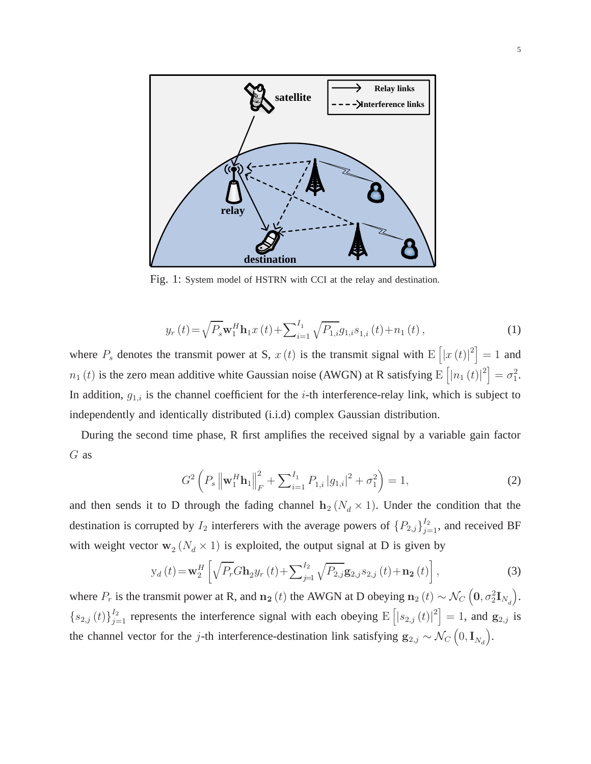Fig. 1: System model of HSTRN with CCI at the relay and destination.

$$y_r\left(t\right)=\sqrt{P_s}\mathbf{w}_1^H\mathbf{h}_1x\left(t\right)+\sum\nolimits_{i=1}^{I_1}\sqrt{P_{1,i}}g_{1,i}s_{1,i}\left(t\right)+n_1\left(t\right), \tag{1}$$

where $P_s$ denotes the transmit power at S, $x\left(t\right)$ is the transmit signal with $\mathrm{E}\left[\left|x\left(t\right)\right|^2\right]=1$ and $n_1\left(t\right)$ is the zero mean additive white Gaussian noise (AWGN) at R satisfying $\mathrm{E}\left[\left|n_1\left(t\right)\right|^2\right]=\sigma_1^2$. In addition, $g_{1,i}$ is the channel coefficient for the $i$-th interference-relay link, which is subject to independently and identically distributed (i.i.d) complex Gaussian distribution.

During the second time phase, R first amplifies the received signal by a variable gain factor $G$ as

$$G^2\left(P_s\left\|\mathbf{w}_1^H\mathbf{h}_1\right\|_F^2+\sum\nolimits_{i=1}^{I_1}P_{1,i}\left|g_{1,i}\right|^2+\sigma_1^2\right)=1, \tag{2}$$

and then sends it to D through the fading channel $\mathbf{h}_2\left(N_d\times 1\right)$. Under the condition that the destination is corrupted by $I_2$ interferers with the average powers of $\left\{P_{2,j}\right\}_{j=1}^{I_2}$, and received BF with weight vector $\mathbf{w}_2\left(N_d\times 1\right)$ is exploited, the output signal at D is given by

$$\mathrm{y}_d\left(t\right)=\mathbf{w}_2^H\left[\sqrt{P_r}G\mathbf{h}_2y_r\left(t\right)+\sum\nolimits_{j=1}^{I_2}\sqrt{P_{2,j}}\mathbf{g}_{2,j}s_{2,j}\left(t\right)+\mathbf{n_2}\left(t\right)\right], \tag{3}$$

where $P_r$ is the transmit power at R, and $\mathbf{n_2}\left(t\right)$ the AWGN at D obeying $\mathbf{n}_2\left(t\right)\sim\mathcal{N}_C\left(\mathbf{0},\sigma_2^2\mathbf{I}_{N_d}\right)$. $\left\{s_{2,j}\left(t\right)\right\}_{j=1}^{I_2}$ represents the interference signal with each obeying $\mathrm{E}\left[\left|s_{2,j}\left(t\right)\right|^2\right]=1$, and $\mathbf{g}_{2,j}$ is the channel vector for the $j$-th interference-destination link satisfying $\mathbf{g}_{2,j}\sim\mathcal{N}_C\left(0,\mathbf{I}_{N_d}\right)$.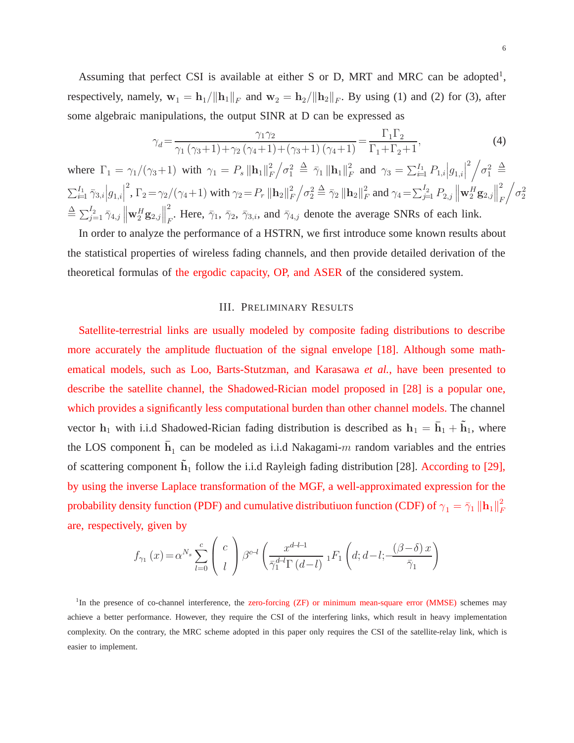Assuming that perfect CSI is available at either S or D, MRT and MRC can be adopted[1], respectively, namely, $\mathbf{w}_1 = \mathbf{h}_1/\|\mathbf{h}_1\|_F$ and $\mathbf{w}_2 = \mathbf{h}_2/\|\mathbf{h}_2\|_F$. By using (1) and (2) for (3), after some algebraic manipulations, the output SINR at D can be expressed as

$$\gamma_d = \frac{\gamma_1\gamma_2}{\gamma_1(\gamma_3+1)+\gamma_2(\gamma_4+1)+(\gamma_3+1)(\gamma_4+1)} = \frac{\Gamma_1\Gamma_2}{\Gamma_1+\Gamma_2+1}, \tag{4}$$

where $\Gamma_1 = \gamma_1/(\gamma_3+1)$ with $\gamma_1 = P_s\|\mathbf{h}_1\|_F^2/\sigma_1^2 \triangleq \bar{\gamma}_1\|\mathbf{h}_1\|_F^2$ and $\gamma_3 = \sum_{i=1}^{I_1} P_{1,i}\left|g_{1,i}\right|^2\Big/\sigma_1^2 \triangleq \sum_{i=1}^{I_1}\bar{\gamma}_{3,i}\left|g_{1,i}\right|^2$, $\Gamma_2 = \gamma_2/(\gamma_4+1)$ with $\gamma_2 = P_r\|\mathbf{h}_2\|_F^2/\sigma_2^2 \triangleq \bar{\gamma}_2\|\mathbf{h}_2\|_F^2$ and $\gamma_4 = \sum_{j=1}^{I_2} P_{2,j}\left\|\mathbf{w}_2^H\mathbf{g}_{2,j}\right\|_F^2\Big/\sigma_2^2 \triangleq \sum_{j=1}^{I_2}\bar{\gamma}_{4,j}\left\|\mathbf{w}_2^H\mathbf{g}_{2,j}\right\|_F^2$. Here, $\bar{\gamma}_1$, $\bar{\gamma}_2$, $\bar{\gamma}_{3,i}$, and $\bar{\gamma}_{4,j}$ denote the average SNRs of each link.

In order to analyze the performance of a HSTRN, we first introduce some known results about the statistical properties of wireless fading channels, and then provide detailed derivation of the theoretical formulas of the ergodic capacity, OP, and ASER of the considered system.

## III. Preliminary Results

Satellite-terrestrial links are usually modeled by composite fading distributions to describe more accurately the amplitude fluctuation of the signal envelope [18]. Although some mathematical models, such as Loo, Barts-Stutzman, and Karasawa *et al.*, have been presented to describe the satellite channel, the Shadowed-Rician model proposed in [28] is a popular one, which provides a significantly less computational burden than other channel models. The channel vector $\mathbf{h}_1$ with i.i.d Shadowed-Rician fading distribution is described as $\mathbf{h}_1 = \bar{\mathbf{h}}_1 + \tilde{\mathbf{h}}_1$, where the LOS component $\bar{\mathbf{h}}_1$ can be modeled as i.i.d Nakagami-$m$ random variables and the entries of scattering component $\tilde{\mathbf{h}}_1$ follow the i.i.d Rayleigh fading distribution [28]. According to [29], by using the inverse Laplace transformation of the MGF, a well-approximated expression for the probability density function (PDF) and cumulative distributiuon function (CDF) of $\gamma_1 = \bar{\gamma}_1\|\mathbf{h}_1\|_F^2$ are, respectively, given by

$$f_{\gamma_1}(x) = \alpha^{N_s}\sum_{l=0}^{c}\binom{c}{l}\beta^{c-l}\left(\frac{x^{d-l-1}}{\bar{\gamma}_1^{d-l}\Gamma(d-l)}\,{}_1F_1\left(d;d-l;-\frac{(\beta-\delta)x}{\bar{\gamma}_1}\right)\right.$$

[1]In the presence of co-channel interference, the zero-forcing (ZF) or minimum mean-square error (MMSE) schemes may achieve a better performance. However, they require the CSI of the interfering links, which result in heavy implementation complexity. On the contrary, the MRC scheme adopted in this paper only requires the CSI of the satellite-relay link, which is easier to implement.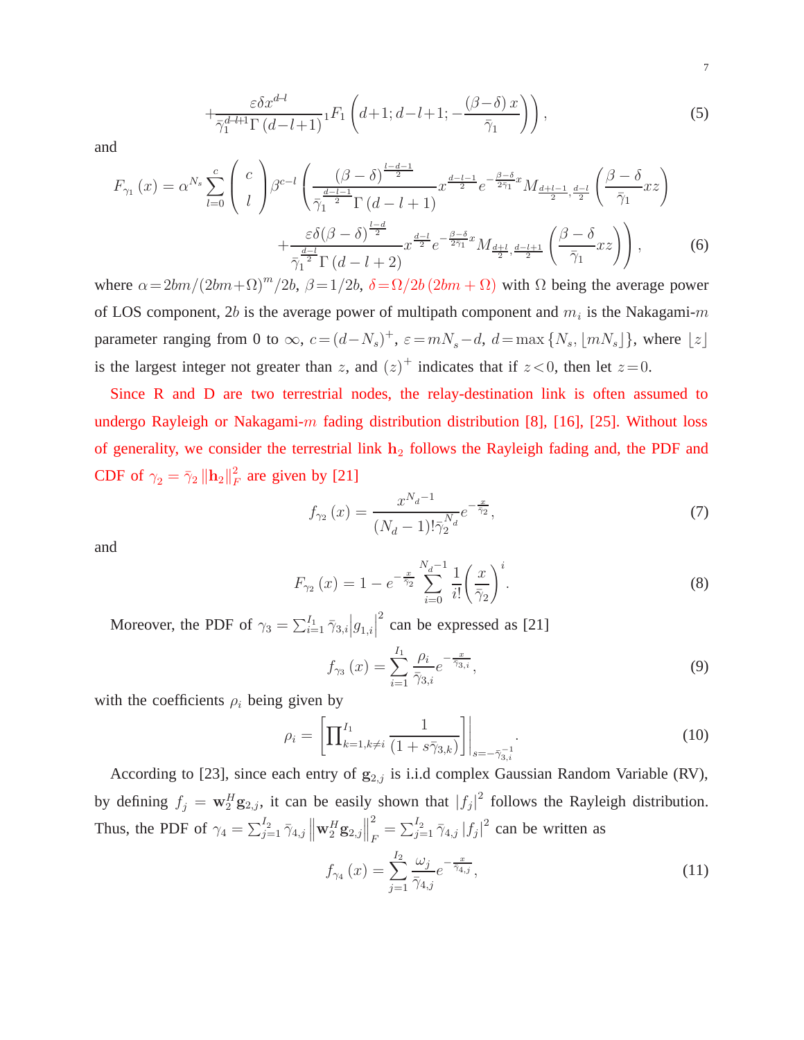$$+\frac{\varepsilon\delta x^{d-l}}{\bar{\gamma}_1^{d-l+1}\Gamma\left(d-l+1\right)}{}_1F_1\left(d+1;d-l+1;-\frac{\left(\beta-\delta\right)x}{\bar{\gamma}_1}\right)\right), \tag{5}$$

and

$$F_{\gamma_1}\left(x\right)=\alpha^{N_s}\sum_{l=0}^{c}\left(\begin{array}{c}c\\l\end{array}\right)\beta^{c-l}\left(\frac{\left(\beta-\delta\right)^{\frac{l-d-1}{2}}}{\bar{\gamma}_1^{\frac{d-l-1}{2}}\Gamma\left(d-l+1\right)}x^{\frac{d-l-1}{2}}e^{-\frac{\beta-\delta}{2\bar{\gamma}_1}x}M_{\frac{d+l-1}{2},\frac{d-l}{2}}\left(\frac{\beta-\delta}{\bar{\gamma}_1}xz\right)\right.$$
$$\left.+\frac{\varepsilon\delta\left(\beta-\delta\right)^{\frac{l-d}{2}}}{\bar{\gamma}_1^{\frac{d-l}{2}}\Gamma\left(d-l+2\right)}x^{\frac{d-l}{2}}e^{-\frac{\beta-\delta}{2\bar{\gamma}_1}x}M_{\frac{d+l}{2},\frac{d-l+1}{2}}\left(\frac{\beta-\delta}{\bar{\gamma}_1}xz\right)\right), \tag{6}$$

where $\alpha=2bm/(2bm+\Omega)^m/2b$, $\beta=1/2b$, $\delta=\Omega/2b\left(2bm+\Omega\right)$ with $\Omega$ being the average power of LOS component, $2b$ is the average power of multipath component and $m_i$ is the Nakagami-$m$ parameter ranging from 0 to $\infty$, $c=(d-N_s)^+$, $\varepsilon=mN_s-d$, $d=\max\{N_s,\lfloor mN_s\rfloor\}$, where $\lfloor z\rfloor$ is the largest integer not greater than $z$, and $(z)^+$ indicates that if $z<0$, then let $z=0$.

Since R and D are two terrestrial nodes, the relay-destination link is often assumed to undergo Rayleigh or Nakagami-$m$ fading distribution distribution [8], [16], [25]. Without loss of generality, we consider the terrestrial link $\mathbf{h}_2$ follows the Rayleigh fading and, the PDF and CDF of $\gamma_2=\bar{\gamma}_2\left\|\mathbf{h}_2\right\|_F^2$ are given by [21]

$$f_{\gamma_2}\left(x\right)=\frac{x^{N_d-1}}{(N_d-1)!\bar{\gamma}_2^{N_d}}e^{-\frac{x}{\bar{\gamma}_2}}, \tag{7}$$

and

$$F_{\gamma_2}\left(x\right)=1-e^{-\frac{x}{\bar{\gamma}_2}}\sum_{i=0}^{N_d-1}\frac{1}{i!}\left(\frac{x}{\bar{\gamma}_2}\right)^i. \tag{8}$$

Moreover, the PDF of $\gamma_3=\sum_{i=1}^{I_1}\bar{\gamma}_{3,i}\left|g_{1,i}\right|^2$ can be expressed as [21]

$$f_{\gamma_3}\left(x\right)=\sum_{i=1}^{I_1}\frac{\rho_i}{\bar{\gamma}_{3,i}}e^{-\frac{x}{\bar{\gamma}_{3,i}}}, \tag{9}$$

with the coefficients $\rho_i$ being given by

$$\rho_i=\left[\prod\nolimits_{k=1,k\neq i}^{I_1}\frac{1}{\left(1+s\bar{\gamma}_{3,k}\right)}\right]\Bigg|_{s=-\bar{\gamma}_{3,i}^{-1}}. \tag{10}$$

According to [23], since each entry of $\mathbf{g}_{2,j}$ is i.i.d complex Gaussian Random Variable (RV), by defining $f_j=\mathbf{w}_2^H\mathbf{g}_{2,j}$, it can be easily shown that $|f_j|^2$ follows the Rayleigh distribution. Thus, the PDF of $\gamma_4=\sum_{j=1}^{I_2}\bar{\gamma}_{4,j}\left\|\mathbf{w}_2^H\mathbf{g}_{2,j}\right\|_F^2=\sum_{j=1}^{I_2}\bar{\gamma}_{4,j}\left|f_j\right|^2$ can be written as

$$f_{\gamma_4}\left(x\right)=\sum_{j=1}^{I_2}\frac{\omega_j}{\bar{\gamma}_{4,j}}e^{-\frac{x}{\bar{\gamma}_{4,j}}}, \tag{11}$$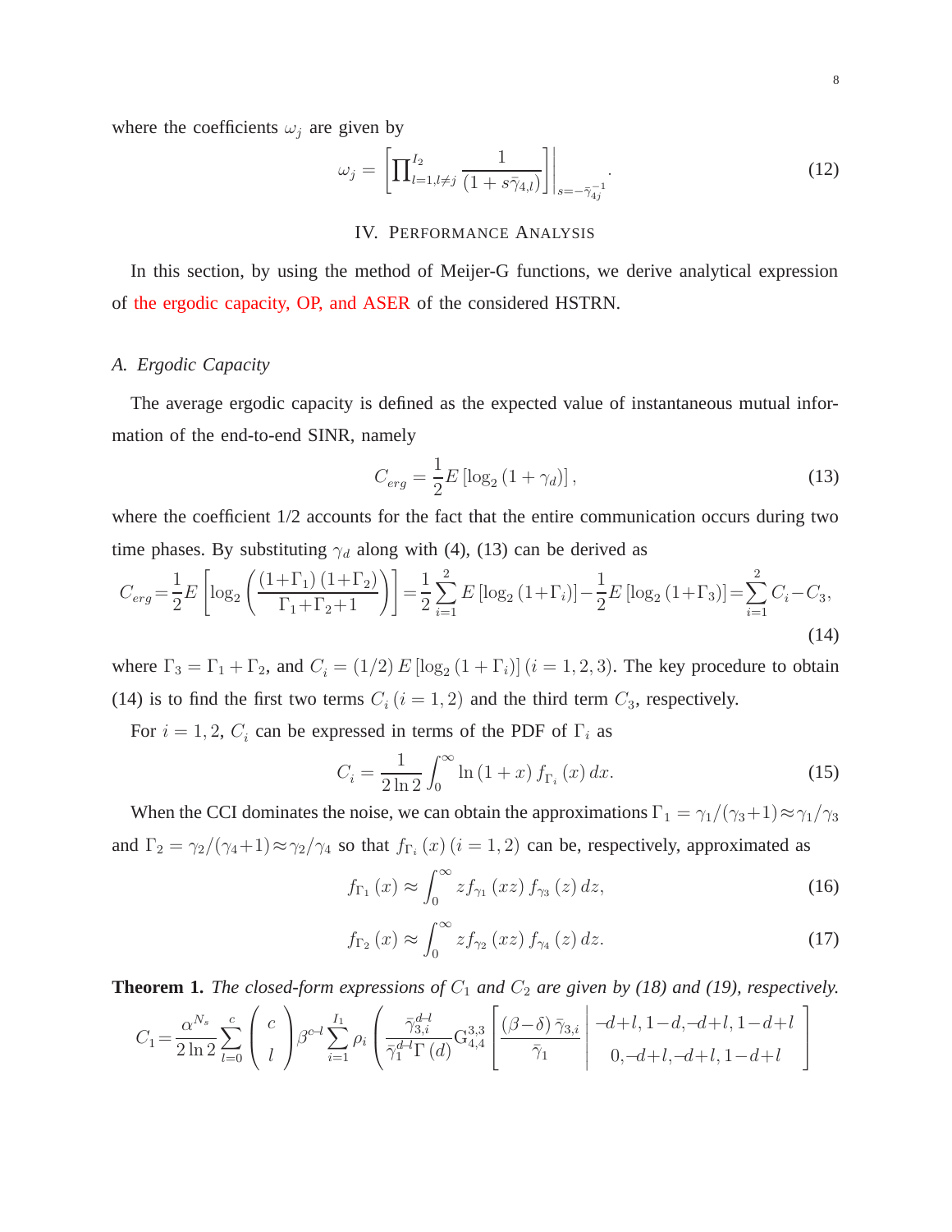where the coefficients $\omega_j$ are given by

$$\omega_j = \left[ \prod\nolimits_{l=1, l \neq j}^{I_2} \frac{1}{(1 + s\bar{\gamma}_{4,l})} \right] \Bigg|_{s=-\bar{\gamma}_{4j}^{-1}}. \tag{12}$$

## IV. Performance Analysis

In this section, by using the method of Meijer-G functions, we derive analytical expression of the ergodic capacity, OP, and ASER of the considered HSTRN.

### A. Ergodic Capacity

The average ergodic capacity is defined as the expected value of instantaneous mutual information of the end-to-end SINR, namely

$$C_{erg} = \frac{1}{2} E\left[\log_2\left(1 + \gamma_d\right)\right], \tag{13}$$

where the coefficient 1/2 accounts for the fact that the entire communication occurs during two time phases. By substituting $\gamma_d$ along with (4), (13) can be derived as

$$C_{erg} = \frac{1}{2} E\left[\log_2\left(\frac{(1+\Gamma_1)(1+\Gamma_2)}{\Gamma_1+\Gamma_2+1}\right)\right] = \frac{1}{2}\sum_{i=1}^{2} E\left[\log_2\left(1+\Gamma_i\right)\right] - \frac{1}{2} E\left[\log_2\left(1+\Gamma_3\right)\right] = \sum_{i=1}^{2} C_i - C_3, \tag{14}$$

where $\Gamma_3 = \Gamma_1 + \Gamma_2$, and $C_i = (1/2) E\left[\log_2\left(1+\Gamma_i\right)\right] (i = 1, 2, 3)$. The key procedure to obtain (14) is to find the first two terms $C_i \, (i = 1, 2)$ and the third term $C_3$, respectively.

For $i = 1, 2$, $C_i$ can be expressed in terms of the PDF of $\Gamma_i$ as

$$C_i = \frac{1}{2\ln 2} \int_0^\infty \ln\left(1 + x\right) f_{\Gamma_i}\left(x\right) dx. \tag{15}$$

When the CCI dominates the noise, we can obtain the approximations $\Gamma_1 = \gamma_1/(\gamma_3+1) \approx \gamma_1/\gamma_3$ and $\Gamma_2 = \gamma_2/(\gamma_4+1) \approx \gamma_2/\gamma_4$ so that $f_{\Gamma_i}(x) \, (i = 1, 2)$ can be, respectively, approximated as

$$f_{\Gamma_1}\left(x\right) \approx \int_0^\infty z f_{\gamma_1}\left(xz\right) f_{\gamma_3}\left(z\right) dz, \tag{16}$$

$$f_{\Gamma_2}\left(x\right) \approx \int_0^\infty z f_{\gamma_2}\left(xz\right) f_{\gamma_4}\left(z\right) dz. \tag{17}$$

**Theorem 1.** *The closed-form expressions of $C_1$ and $C_2$ are given by (18) and (19), respectively.*

$$C_1 = \frac{\alpha^{N_s}}{2\ln 2} \sum_{l=0}^{c} \binom{c}{l} \beta^{c-l} \sum_{i=1}^{I_1} \rho_i \left( \frac{\bar{\gamma}_{3,i}^{d-l}}{\bar{\gamma}_1^{d-l}\Gamma(d)} \mathrm{G}_{4,4}^{3,3}\left[ \frac{(\beta-\delta)\bar{\gamma}_{3,i}}{\bar{\gamma}_1} \middle| \begin{matrix} -d+l, 1-d, -d+l, 1-d+l \\ 0, -d+l, -d+l, 1-d+l \end{matrix} \right]\right.$$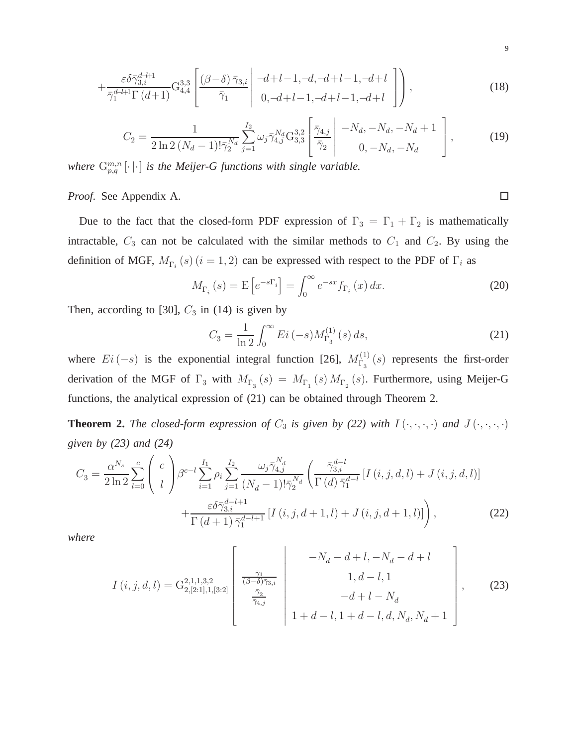$$+\frac{\varepsilon\delta\bar{\gamma}_{3,i}^{d-l+1}}{\bar{\gamma}_1^{d-l+1}\Gamma\left(d+1\right)}\mathrm{G}_{4,4}^{3,3}\left[\frac{\left(\beta-\delta\right)\bar{\gamma}_{3,i}}{\bar{\gamma}_1}\left|\begin{array}{c}-d+l-1,-d,-d+l-1,-d+l\\0,-d+l-1,-d+l-1,-d+l\end{array}\right.\right]\Bigg), \tag{18}$$

$$C_2=\frac{1}{2\ln 2\left(N_d-1\right)!\bar{\gamma}_2^{N_d}}\sum_{j=1}^{I_2}\omega_j\bar{\gamma}_{4,j}^{N_d}\mathrm{G}_{3,3}^{3,2}\left[\frac{\bar{\gamma}_{4,j}}{\bar{\gamma}_2}\left|\begin{array}{c}-N_d,-N_d,-N_d+1\\0,-N_d,-N_d\end{array}\right.\right], \tag{19}$$

*where* $\mathrm{G}_{p,q}^{m,n}\left[\cdot\left|\cdot\right.\right]$ *is the Meijer-G functions with single variable.*

*Proof.* See Appendix A. ∎

Due to the fact that the closed-form PDF expression of $\Gamma_3=\Gamma_1+\Gamma_2$ is mathematically intractable, $C_3$ can not be calculated with the similar methods to $C_1$ and $C_2$. By using the definition of MGF, $M_{\Gamma_i}\left(s\right)\left(i=1,2\right)$ can be expressed with respect to the PDF of $\Gamma_i$ as

$$M_{\Gamma_i}\left(s\right)=\mathrm{E}\left[e^{-s\Gamma_i}\right]=\int_0^\infty e^{-sx}f_{\Gamma_i}\left(x\right)dx. \tag{20}$$

Then, according to [30], $C_3$ in (14) is given by

$$C_3=\frac{1}{\ln 2}\int_0^\infty Ei\left(-s\right)M_{\Gamma_3}^{(1)}\left(s\right)ds, \tag{21}$$

where $Ei\left(-s\right)$ is the exponential integral function [26], $M_{\Gamma_3}^{(1)}\left(s\right)$ represents the first-order derivation of the MGF of $\Gamma_3$ with $M_{\Gamma_3}\left(s\right)=M_{\Gamma_1}\left(s\right)M_{\Gamma_2}\left(s\right)$. Furthermore, using Meijer-G functions, the analytical expression of (21) can be obtained through Theorem 2.

**Theorem 2.** *The closed-form expression of* $C_3$ *is given by (22) with* $I\left(\cdot,\cdot,\cdot,\cdot\right)$ *and* $J\left(\cdot,\cdot,\cdot,\cdot\right)$ *given by (23) and (24)*

$$\begin{aligned}C_3=\frac{\alpha^{N_s}}{2\ln 2}\sum_{l=0}^{c}\binom{c}{l}\beta^{c-l}\sum_{i=1}^{I_1}\rho_i\sum_{j=1}^{I_2}\frac{\omega_j\bar{\gamma}_{4,j}^{N_d}}{\left(N_d-1\right)!\bar{\gamma}_2^{N_d}}\Bigg(&\frac{\bar{\gamma}_{3,i}^{d-l}}{\Gamma\left(d\right)\bar{\gamma}_1^{d-l}}\left[I\left(i,j,d,l\right)+J\left(i,j,d,l\right)\right]\\&+\frac{\varepsilon\delta\bar{\gamma}_{3,i}^{d-l+1}}{\Gamma\left(d+1\right)\bar{\gamma}_1^{d-l+1}}\left[I\left(i,j,d+1,l\right)+J\left(i,j,d+1,l\right)\right]\Bigg),\end{aligned} \tag{22}$$

*where*

$$I\left(i,j,d,l\right)=\mathrm{G}_{2,[2:1],1,[3:2]}^{2,1,1,3,2}\left[\begin{array}{c}\frac{\bar{\gamma}_1}{\left(\beta-\delta\right)\bar{\gamma}_{3,i}}\\\frac{\bar{\gamma}_2}{\bar{\gamma}_{4,j}}\end{array}\left|\begin{array}{c}-N_d-d+l,-N_d-d+l\\1,d-l,1\\-d+l-N_d\\1+d-l,1+d-l,d,N_d,N_d+1\end{array}\right.\right], \tag{23}$$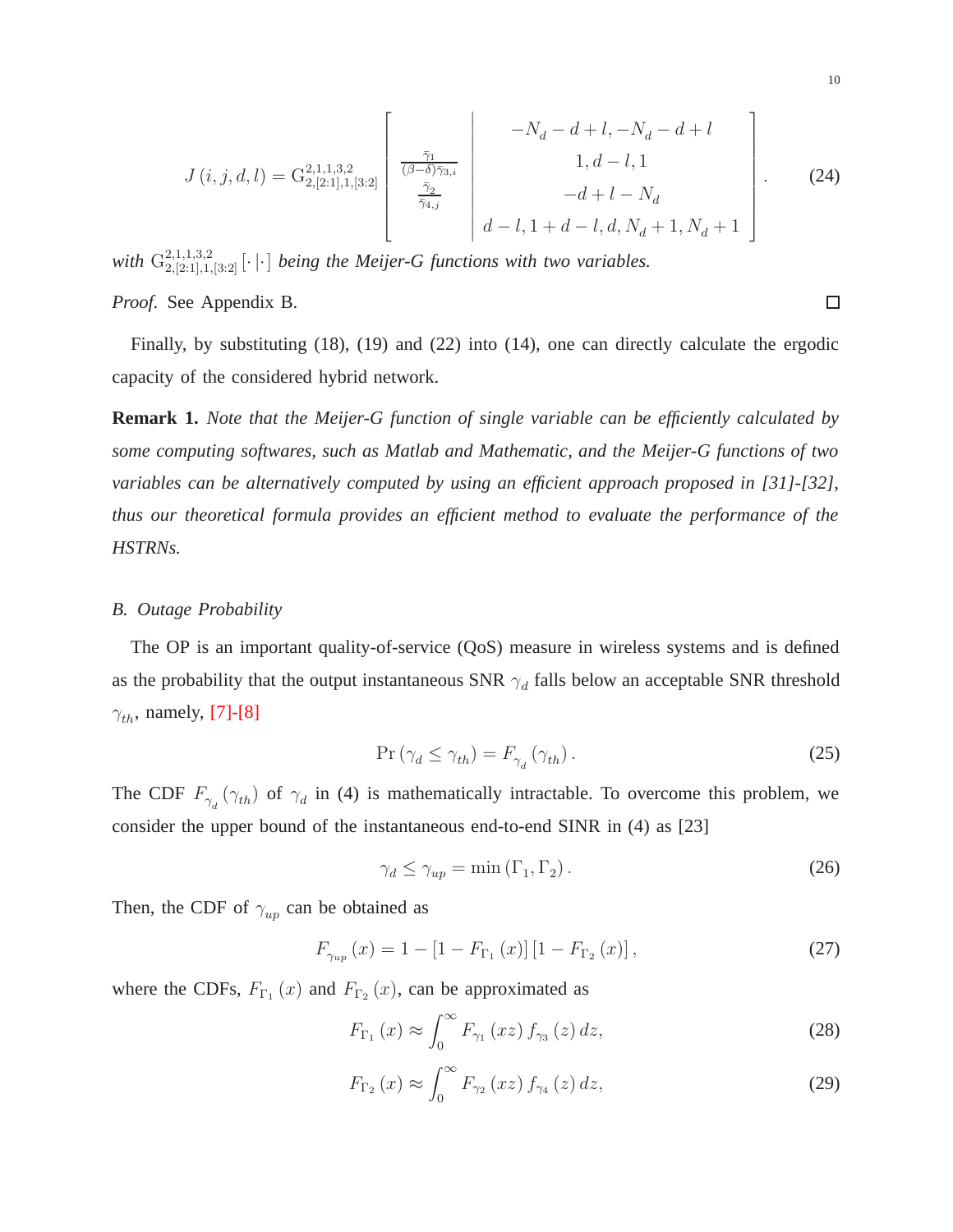$$J\left(i,j,d,l\right)={\rm G}_{2,[2:1],1,[3:2]}^{2,1,1,3,2}\left[\begin{array}{c|c} \frac{\bar{\gamma}_1}{(\beta-\delta)\bar{\gamma}_{3,i}} & -N_d-d+l,-N_d-d+l \\ \frac{\bar{\gamma}_2}{\bar{\gamma}_{4,j}} & 1,d-l,1 \\ & -d+l-N_d \\ & d-l,1+d-l,d,N_d+1,N_d+1 \end{array}\right]. \tag{24}$$

*with* ${\rm G}_{2,[2:1],1,[3:2]}^{2,1,1,3,2}\left[\cdot\,|\cdot\right]$ *being the Meijer-G functions with two variables.*

*Proof.* See Appendix B. □

Finally, by substituting (18), (19) and (22) into (14), one can directly calculate the ergodic capacity of the considered hybrid network.

**Remark 1.** *Note that the Meijer-G function of single variable can be efficiently calculated by some computing softwares, such as Matlab and Mathematic, and the Meijer-G functions of two variables can be alternatively computed by using an efficient approach proposed in [31]-[32], thus our theoretical formula provides an efficient method to evaluate the performance of the HSTRNs.*

## B. Outage Probability

The OP is an important quality-of-service (QoS) measure in wireless systems and is defined as the probability that the output instantaneous SNR $\gamma_d$ falls below an acceptable SNR threshold $\gamma_{th}$, namely, [7]-[8]

$$\Pr\left(\gamma_d\le\gamma_{th}\right)=F_{\gamma_d}\left(\gamma_{th}\right). \tag{25}$$

The CDF $F_{\gamma_d}\left(\gamma_{th}\right)$ of $\gamma_d$ in (4) is mathematically intractable. To overcome this problem, we consider the upper bound of the instantaneous end-to-end SINR in (4) as [23]

$$\gamma_d\le\gamma_{up}=\min\left(\Gamma_1,\Gamma_2\right). \tag{26}$$

Then, the CDF of $\gamma_{up}$ can be obtained as

$$F_{\gamma_{up}}\left(x\right)=1-\left[1-F_{\Gamma_1}\left(x\right)\right]\left[1-F_{\Gamma_2}\left(x\right)\right], \tag{27}$$

where the CDFs, $F_{\Gamma_1}\left(x\right)$ and $F_{\Gamma_2}\left(x\right)$, can be approximated as

$$F_{\Gamma_1}\left(x\right)\approx\int_0^\infty F_{\gamma_1}\left(xz\right)f_{\gamma_3}\left(z\right)dz, \tag{28}$$

$$F_{\Gamma_2}\left(x\right)\approx\int_0^\infty F_{\gamma_2}\left(xz\right)f_{\gamma_4}\left(z\right)dz, \tag{29}$$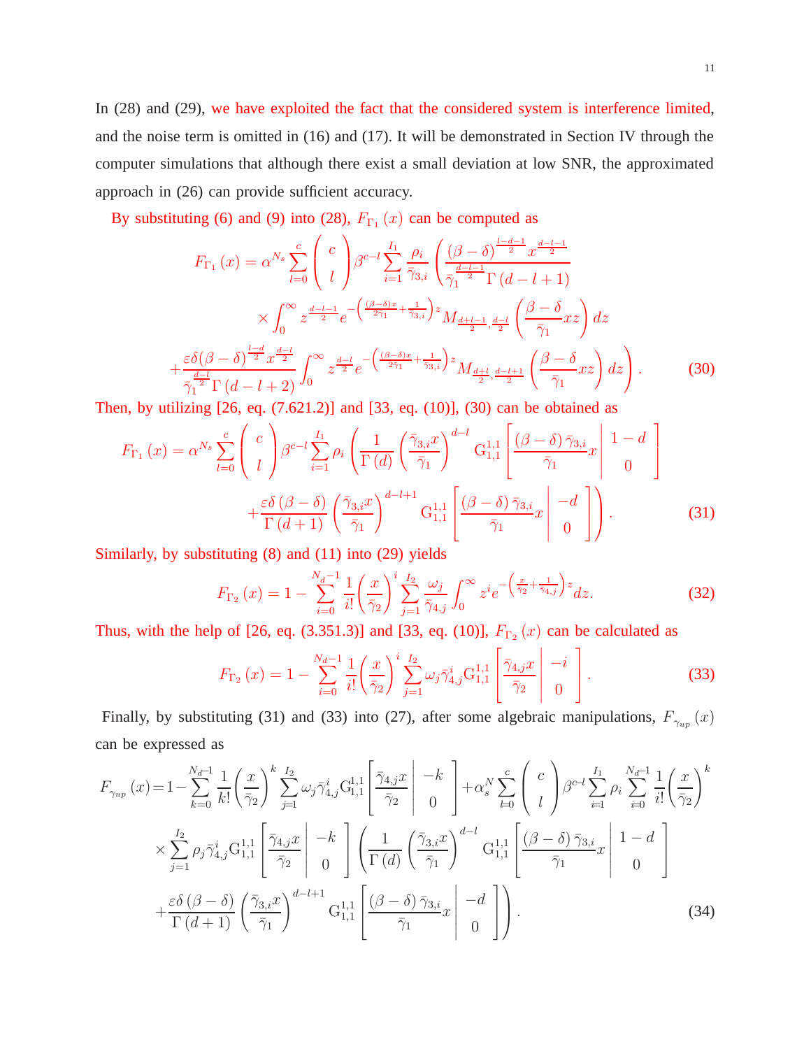In (28) and (29), we have exploited the fact that the considered system is interference limited, and the noise term is omitted in (16) and (17). It will be demonstrated in Section IV through the computer simulations that although there exist a small deviation at low SNR, the approximated approach in (26) can provide sufficient accuracy.

By substituting (6) and (9) into (28), $F_{\Gamma_1}(x)$ can be computed as

$$
\begin{aligned}
F_{\Gamma_1}(x) = \alpha^{N_s} \sum_{l=0}^{c} \binom{c}{l} \beta^{c-l} \sum_{i=1}^{I_1} \frac{\rho_i}{\bar{\gamma}_{3,i}} \Bigg( & \frac{(\beta-\delta)^{\frac{l-d-1}{2}} x^{\frac{d-l-1}{2}}}{\bar{\gamma}_1^{\frac{d-l-1}{2}} \Gamma(d-l+1)} \\
& \times \int_0^\infty z^{\frac{d-l-1}{2}} e^{-\left(\frac{(\beta-\delta)x}{2\bar{\gamma}_1} + \frac{1}{\bar{\gamma}_{3,i}}\right)z} M_{\frac{d+l-1}{2}, \frac{d-l}{2}}\left(\frac{\beta-\delta}{\bar{\gamma}_1} x z\right) dz \\
+ \frac{\varepsilon\delta(\beta-\delta)^{\frac{l-d}{2}} x^{\frac{d-l}{2}}}{\bar{\gamma}_1^{\frac{d-l}{2}} \Gamma(d-l+2)} & \int_0^\infty z^{\frac{d-l}{2}} e^{-\left(\frac{(\beta-\delta)x}{2\bar{\gamma}_1} + \frac{1}{\bar{\gamma}_{3,i}}\right)z} M_{\frac{d+l}{2}, \frac{d-l+1}{2}}\left(\frac{\beta-\delta}{\bar{\gamma}_1} x z\right) dz \Bigg). \qquad (30)
\end{aligned}
$$

Then, by utilizing [26, eq. (7.621.2)] and [33, eq. (10)], (30) can be obtained as

$$
\begin{aligned}
F_{\Gamma_1}(x) = \alpha^{N_s} \sum_{l=0}^{c} \binom{c}{l} \beta^{c-l} \sum_{i=1}^{I_1} \rho_i \Bigg( & \frac{1}{\Gamma(d)} \left(\frac{\bar{\gamma}_{3,i} x}{\bar{\gamma}_1}\right)^{d-l} \mathrm{G}_{1,1}^{1,1}\left[\frac{(\beta-\delta)\bar{\gamma}_{3,i}}{\bar{\gamma}_1} x \,\middle|\, \begin{matrix} 1-d \\ 0 \end{matrix}\right] \\
& + \frac{\varepsilon\delta(\beta-\delta)}{\Gamma(d+1)} \left(\frac{\bar{\gamma}_{3,i} x}{\bar{\gamma}_1}\right)^{d-l+1} \mathrm{G}_{1,1}^{1,1}\left[\frac{(\beta-\delta)\bar{\gamma}_{3,i}}{\bar{\gamma}_1} x \,\middle|\, \begin{matrix} -d \\ 0 \end{matrix}\right] \Bigg). \qquad (31)
\end{aligned}
$$

Similarly, by substituting (8) and (11) into (29) yields

$$
F_{\Gamma_2}(x) = 1 - \sum_{i=0}^{N_d-1} \frac{1}{i!} \left(\frac{x}{\bar{\gamma}_2}\right)^i \sum_{j=1}^{I_2} \frac{\omega_j}{\bar{\gamma}_{4,j}} \int_0^\infty z^i e^{-\left(\frac{x}{\bar{\gamma}_2} + \frac{1}{\bar{\gamma}_{4,j}}\right)z} dz. \qquad (32)
$$

Thus, with the help of [26, eq. (3.351.3)] and [33, eq. (10)], $F_{\Gamma_2}(x)$ can be calculated as

$$
F_{\Gamma_2}(x) = 1 - \sum_{i=0}^{N_d-1} \frac{1}{i!} \left(\frac{x}{\bar{\gamma}_2}\right)^i \sum_{j=1}^{I_2} \omega_j \bar{\gamma}_{4,j}^i \mathrm{G}_{1,1}^{1,1}\left[\frac{\bar{\gamma}_{4,j} x}{\bar{\gamma}_2} \,\middle|\, \begin{matrix} -i \\ 0 \end{matrix}\right]. \qquad (33)
$$

Finally, by substituting (31) and (33) into (27), after some algebraic manipulations, $F_{\gamma_{up}}(x)$ can be expressed as

$$
\begin{aligned}
F_{\gamma_{up}}(x) = 1 - \sum_{k=0}^{N_d-1} \frac{1}{k!} \left(\frac{x}{\bar{\gamma}_2}\right)^k \sum_{j=1}^{I_2} \omega_j \bar{\gamma}_{4,j}^i \mathrm{G}_{1,1}^{1,1}\left[\frac{\bar{\gamma}_{4,j} x}{\bar{\gamma}_2} \,\middle|\, \begin{matrix} -k \\ 0 \end{matrix}\right] + \alpha_s^N \sum_{l=0}^{c} \binom{c}{l} \beta^{c-l} \sum_{i=1}^{I_1} \rho_i \sum_{i=0}^{N_d-1} \frac{1}{i!} \left(\frac{x}{\bar{\gamma}_2}\right)^k \\
\times \sum_{j=1}^{I_2} \rho_j \bar{\gamma}_{4,j}^i \mathrm{G}_{1,1}^{1,1}\left[\frac{\bar{\gamma}_{4,j} x}{\bar{\gamma}_2} \,\middle|\, \begin{matrix} -k \\ 0 \end{matrix}\right] \Bigg( \frac{1}{\Gamma(d)} \left(\frac{\bar{\gamma}_{3,i} x}{\bar{\gamma}_1}\right)^{d-l} \mathrm{G}_{1,1}^{1,1}\left[\frac{(\beta-\delta)\bar{\gamma}_{3,i}}{\bar{\gamma}_1} x \,\middle|\, \begin{matrix} 1-d \\ 0 \end{matrix}\right] \\
+ \frac{\varepsilon\delta(\beta-\delta)}{\Gamma(d+1)} \left(\frac{\bar{\gamma}_{3,i} x}{\bar{\gamma}_1}\right)^{d-l+1} \mathrm{G}_{1,1}^{1,1}\left[\frac{(\beta-\delta)\bar{\gamma}_{3,i}}{\bar{\gamma}_1} x \,\middle|\, \begin{matrix} -d \\ 0 \end{matrix}\right] \Bigg). \qquad (34)
\end{aligned}
$$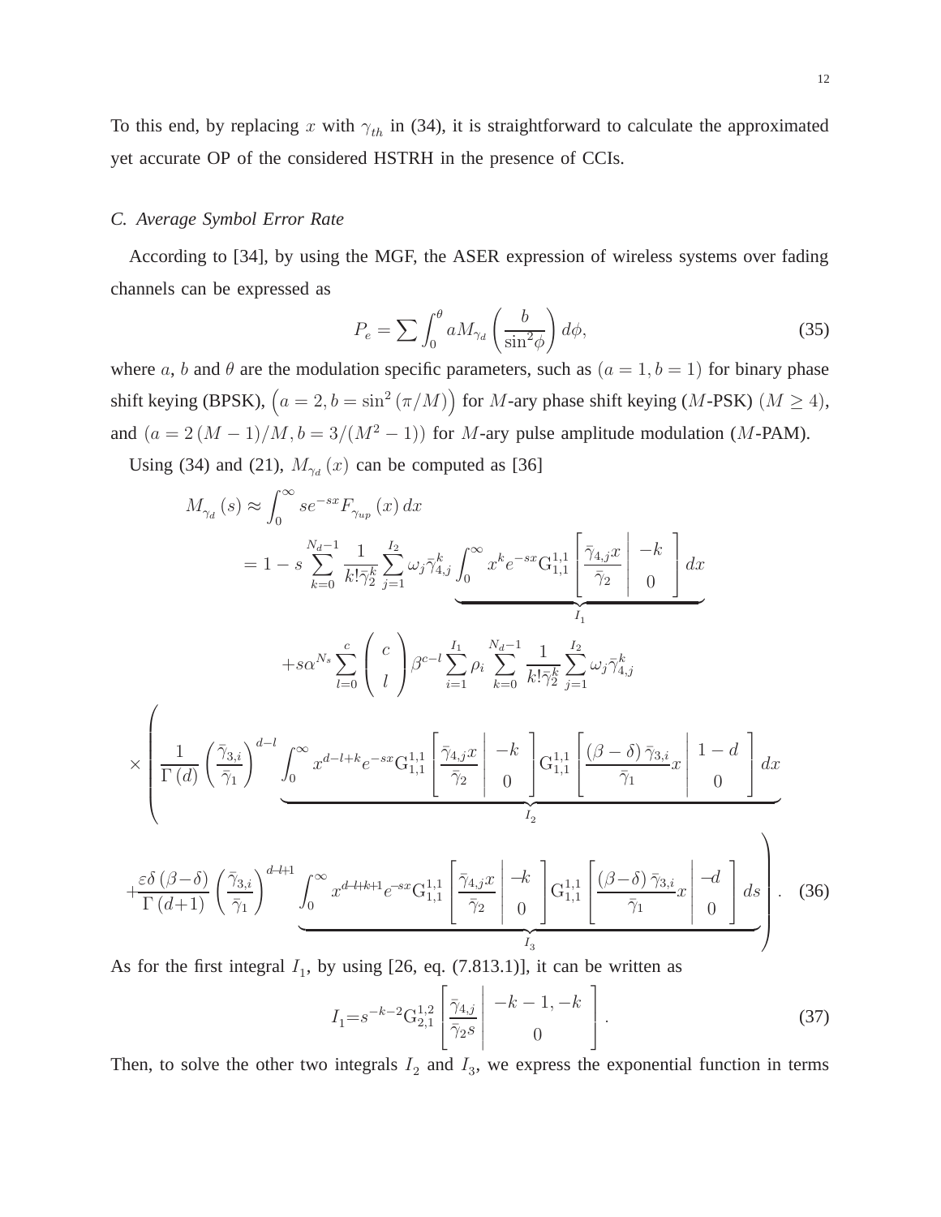To this end, by replacing $x$ with $\gamma_{th}$ in (34), it is straightforward to calculate the approximated yet accurate OP of the considered HSTRH in the presence of CCIs.

### *C. Average Symbol Error Rate*

According to [34], by using the MGF, the ASER expression of wireless systems over fading channels can be expressed as

$$P_e = \sum \int_0^{\theta} a M_{\gamma_d}\left(\frac{b}{\sin^2\phi}\right) d\phi, \tag{35}$$

where $a$, $b$ and $\theta$ are the modulation specific parameters, such as $(a = 1, b = 1)$ for binary phase shift keying (BPSK), $\left(a = 2, b = \sin^2(\pi/M)\right)$ for $M$-ary phase shift keying ($M$-PSK) $(M \geq 4)$, and $(a = 2(M-1)/M, b = 3/(M^2-1))$ for $M$-ary pulse amplitude modulation ($M$-PAM).

Using (34) and (21), $M_{\gamma_d}(x)$ can be computed as [36]

$$\begin{aligned}
M_{\gamma_d}(s) &\approx \int_0^{\infty} s e^{-sx} F_{\gamma_{up}}(x)\, dx \\
&= 1 - s\sum_{k=0}^{N_d-1}\frac{1}{k!\bar{\gamma}_2^k}\sum_{j=1}^{I_2}\omega_j\bar{\gamma}_{4,j}^k \underbrace{\int_0^{\infty} x^k e^{-sx}\mathrm{G}_{1,1}^{1,1}\left[\frac{\bar{\gamma}_{4,j}x}{\bar{\gamma}_2}\middle|\begin{array}{c}-k\\0\end{array}\right]dx}_{I_1} \\
&\quad + s\alpha^{N_s}\sum_{l=0}^{c}\binom{c}{l}\beta^{c-l}\sum_{i=1}^{I_1}\rho_i\sum_{k=0}^{N_d-1}\frac{1}{k!\bar{\gamma}_2^k}\sum_{j=1}^{I_2}\omega_j\bar{\gamma}_{4,j}^k \\
&\quad \times\Bigg(\frac{1}{\Gamma(d)}\left(\frac{\bar{\gamma}_{3,i}}{\bar{\gamma}_1}\right)^{d-l}\underbrace{\int_0^{\infty} x^{d-l+k}e^{-sx}\mathrm{G}_{1,1}^{1,1}\left[\frac{\bar{\gamma}_{4,j}x}{\bar{\gamma}_2}\middle|\begin{array}{c}-k\\0\end{array}\right]\mathrm{G}_{1,1}^{1,1}\left[\frac{(\beta-\delta)\bar{\gamma}_{3,i}}{\bar{\gamma}_1}x\middle|\begin{array}{c}1-d\\0\end{array}\right]dx}_{I_2} \\
&\quad + \frac{\varepsilon\delta(\beta-\delta)}{\Gamma(d+1)}\left(\frac{\bar{\gamma}_{3,i}}{\bar{\gamma}_1}\right)^{d-l+1}\underbrace{\int_0^{\infty} x^{d-l+k+1}e^{-sx}\mathrm{G}_{1,1}^{1,1}\left[\frac{\bar{\gamma}_{4,j}x}{\bar{\gamma}_2}\middle|\begin{array}{c}-k\\0\end{array}\right]\mathrm{G}_{1,1}^{1,1}\left[\frac{(\beta-\delta)\bar{\gamma}_{3,i}}{\bar{\gamma}_1}x\middle|\begin{array}{c}-d\\0\end{array}\right]ds}_{I_3}\Bigg).
\end{aligned} \tag{36}$$

As for the first integral $I_1$, by using [26, eq. (7.813.1)], it can be written as

$$I_1 = s^{-k-2}\mathrm{G}_{2,1}^{1,2}\left[\frac{\bar{\gamma}_{4,j}}{\bar{\gamma}_2 s}\middle|\begin{array}{c}-k-1,-k\\0\end{array}\right]. \tag{37}$$

Then, to solve the other two integrals $I_2$ and $I_3$, we express the exponential function in terms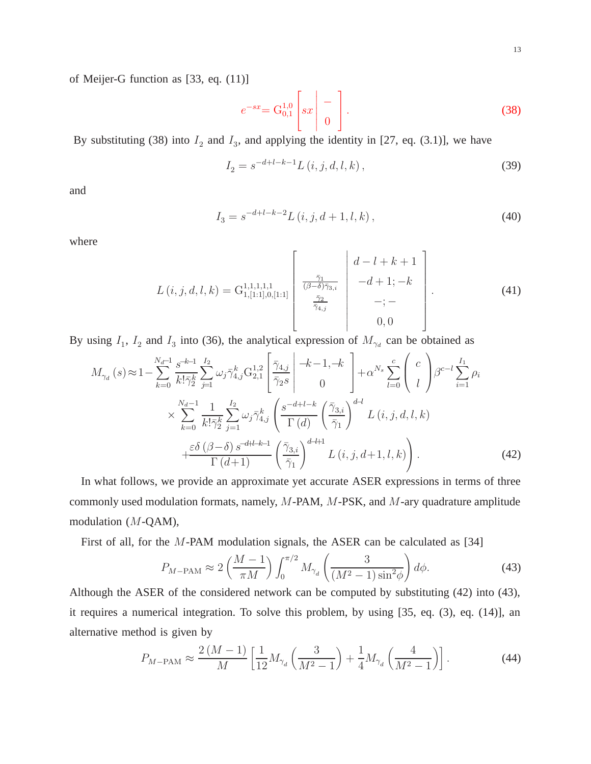of Meijer-G function as [33, eq. (11)]

$$e^{-sx} = \mathrm{G}_{0,1}^{1,0}\left[ sx \,\middle|\, \begin{matrix} - \\ 0 \end{matrix} \right]. \tag{38}$$

By substituting (38) into $I_2$ and $I_3$, and applying the identity in [27, eq. (3.1)], we have

$$I_2 = s^{-d+l-k-1} L\left(i,j,d,l,k\right), \tag{39}$$

and

$$I_3 = s^{-d+l-k-2} L\left(i,j,d+1,l,k\right), \tag{40}$$

where

$$L\left(i,j,d,l,k\right) = \mathrm{G}_{1,[1:1],0,[1:1]}^{1,1,1,1,1}\left[ \begin{matrix} \frac{\bar{\gamma}_1}{(\beta-\delta)\bar{\gamma}_{3,i}} \\ \frac{\bar{\gamma}_2}{\bar{\gamma}_{4,j}} \end{matrix} \,\middle|\, \begin{matrix} d-l+k+1 \\ -d+1; -k \\ -; - \\ 0, 0 \end{matrix} \right]. \tag{41}$$

By using $I_1$, $I_2$ and $I_3$ into (36), the analytical expression of $M_{\gamma_d}$ can be obtained as

$$\begin{aligned} M_{\gamma_d}\left(s\right) \approx & 1 - \sum_{k=0}^{N_d-1} \frac{s^{-k-1}}{k!\bar{\gamma}_2^k} \sum_{j=1}^{I_2} \omega_j \bar{\gamma}_{4,j}^k \mathrm{G}_{2,1}^{1,2}\left[ \frac{\bar{\gamma}_{4,j}}{\bar{\gamma}_2 s} \,\middle|\, \begin{matrix} -k-1, -k \\ 0 \end{matrix} \right] + \alpha^{N_s} \sum_{l=0}^{c} \left(\begin{matrix} c \\ l \end{matrix}\right) \beta^{c-l} \sum_{i=1}^{I_1} \rho_i \\ & \times \sum_{k=0}^{N_d-1} \frac{1}{k!\bar{\gamma}_2^k} \sum_{j=1}^{I_2} \omega_j \bar{\gamma}_{4,j}^k \left( \frac{s^{-d+l-k}}{\Gamma\left(d\right)} \left(\frac{\bar{\gamma}_{3,i}}{\bar{\gamma}_1}\right)^{d-l} L\left(i,j,d,l,k\right) \right. \\ & \left. + \frac{\varepsilon\delta\left(\beta-\delta\right) s^{-d+l-k-1}}{\Gamma\left(d+1\right)} \left(\frac{\bar{\gamma}_{3,i}}{\bar{\gamma}_1}\right)^{d-l+1} L\left(i,j,d+1,l,k\right) \right). \end{aligned} \tag{42}$$

In what follows, we provide an approximate yet accurate ASER expressions in terms of three commonly used modulation formats, namely, $M$-PAM, $M$-PSK, and $M$-ary quadrature amplitude modulation ($M$-QAM),

First of all, for the $M$-PAM modulation signals, the ASER can be calculated as [34]

$$P_{M-\mathrm{PAM}} \approx 2\left(\frac{M-1}{\pi M}\right) \int_0^{\pi/2} M_{\gamma_d}\left(\frac{3}{\left(M^2-1\right)\sin^2\phi}\right) d\phi. \tag{43}$$

Although the ASER of the considered network can be computed by substituting (42) into (43), it requires a numerical integration. To solve this problem, by using [35, eq. (3), eq. (14)], an alternative method is given by

$$P_{M-\mathrm{PAM}} \approx \frac{2\left(M-1\right)}{M}\left[\frac{1}{12} M_{\gamma_d}\left(\frac{3}{M^2-1}\right) + \frac{1}{4} M_{\gamma_d}\left(\frac{4}{M^2-1}\right)\right]. \tag{44}$$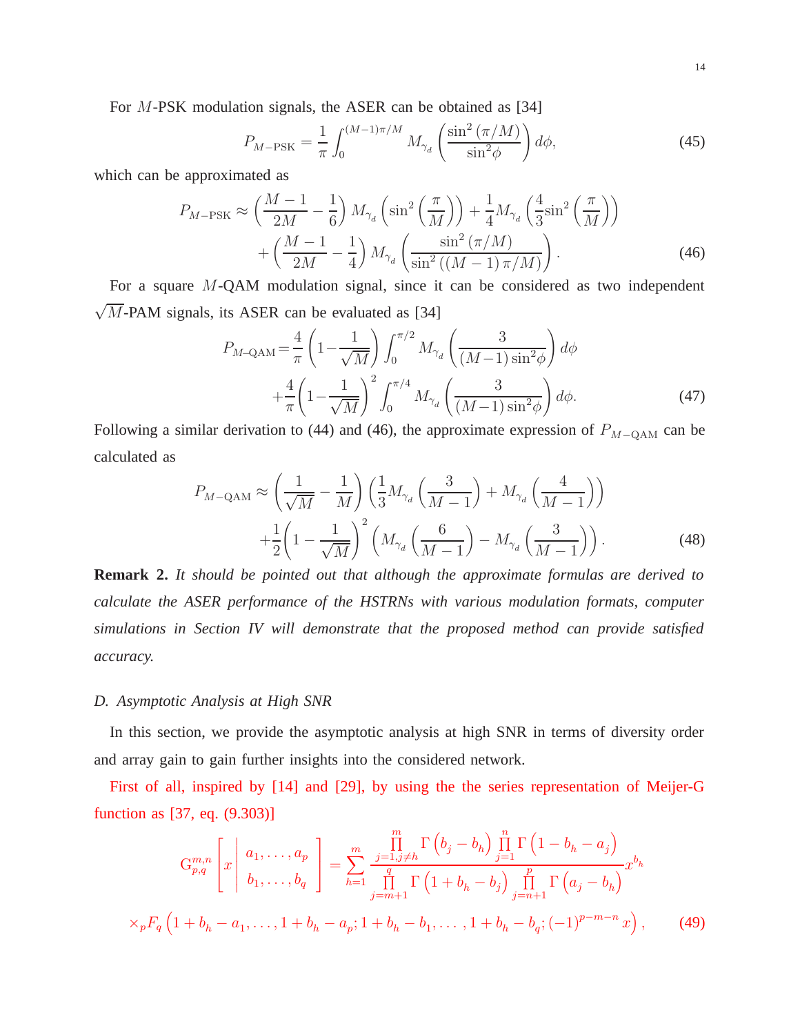For $M$-PSK modulation signals, the ASER can be obtained as [34]

$$P_{M-\text{PSK}} = \frac{1}{\pi}\int_0^{(M-1)\pi/M} M_{\gamma_d}\left(\frac{\sin^2(\pi/M)}{\sin^2\phi}\right)d\phi, \tag{45}$$

which can be approximated as

$$\begin{aligned} P_{M-\text{PSK}} \approx & \left(\frac{M-1}{2M}-\frac{1}{6}\right)M_{\gamma_d}\left(\sin^2\left(\frac{\pi}{M}\right)\right)+\frac{1}{4}M_{\gamma_d}\left(\frac{4}{3}\sin^2\left(\frac{\pi}{M}\right)\right) \\ & +\left(\frac{M-1}{2M}-\frac{1}{4}\right)M_{\gamma_d}\left(\frac{\sin^2(\pi/M)}{\sin^2((M-1)\pi/M)}\right). \end{aligned} \tag{46}$$

For a square $M$-QAM modulation signal, since it can be considered as two independent $\sqrt{M}$-PAM signals, its ASER can be evaluated as [34]

$$\begin{aligned} P_{M\text{-QAM}} = & \frac{4}{\pi}\left(1-\frac{1}{\sqrt{M}}\right)\int_0^{\pi/2} M_{\gamma_d}\left(\frac{3}{(M-1)\sin^2\phi}\right)d\phi \\ & +\frac{4}{\pi}\left(1-\frac{1}{\sqrt{M}}\right)^2\int_0^{\pi/4} M_{\gamma_d}\left(\frac{3}{(M-1)\sin^2\phi}\right)d\phi. \end{aligned} \tag{47}$$

Following a similar derivation to (44) and (46), the approximate expression of $P_{M-\text{QAM}}$ can be calculated as

$$\begin{aligned} P_{M-\text{QAM}} \approx & \left(\frac{1}{\sqrt{M}}-\frac{1}{M}\right)\left(\frac{1}{3}M_{\gamma_d}\left(\frac{3}{M-1}\right)+M_{\gamma_d}\left(\frac{4}{M-1}\right)\right) \\ & +\frac{1}{2}\left(1-\frac{1}{\sqrt{M}}\right)^2\left(M_{\gamma_d}\left(\frac{6}{M-1}\right)-M_{\gamma_d}\left(\frac{3}{M-1}\right)\right). \end{aligned} \tag{48}$$

**Remark 2.** *It should be pointed out that although the approximate formulas are derived to calculate the ASER performance of the HSTRNs with various modulation formats, computer simulations in Section IV will demonstrate that the proposed method can provide satisfied accuracy.*

### *D. Asymptotic Analysis at High SNR*

In this section, we provide the asymptotic analysis at high SNR in terms of diversity order and array gain to gain further insights into the considered network.

First of all, inspired by [14] and [29], by using the the series representation of Meijer-G function as [37, eq. (9.303)]

$$\begin{aligned} \text{G}_{p,q}^{m,n}\left[x\left|\begin{array}{c} a_1,\ldots,a_p \\ b_1,\ldots,b_q \end{array}\right.\right] = & \sum_{h=1}^{m}\frac{\prod\limits_{j=1,j\neq h}^{m}\Gamma(b_j-b_h)\prod\limits_{j=1}^{n}\Gamma(1-b_h-a_j)}{\prod\limits_{j=m+1}^{q}\Gamma(1+b_h-b_j)\prod\limits_{j=n+1}^{p}\Gamma(a_j-b_h)}x^{b_h} \\ & \times {}_pF_q\left(1+b_h-a_1,\ldots,1+b_h-a_p;1+b_h-b_1,\ldots,1+b_h-b_q;(-1)^{p-m-n}x\right), \end{aligned} \tag{49}$$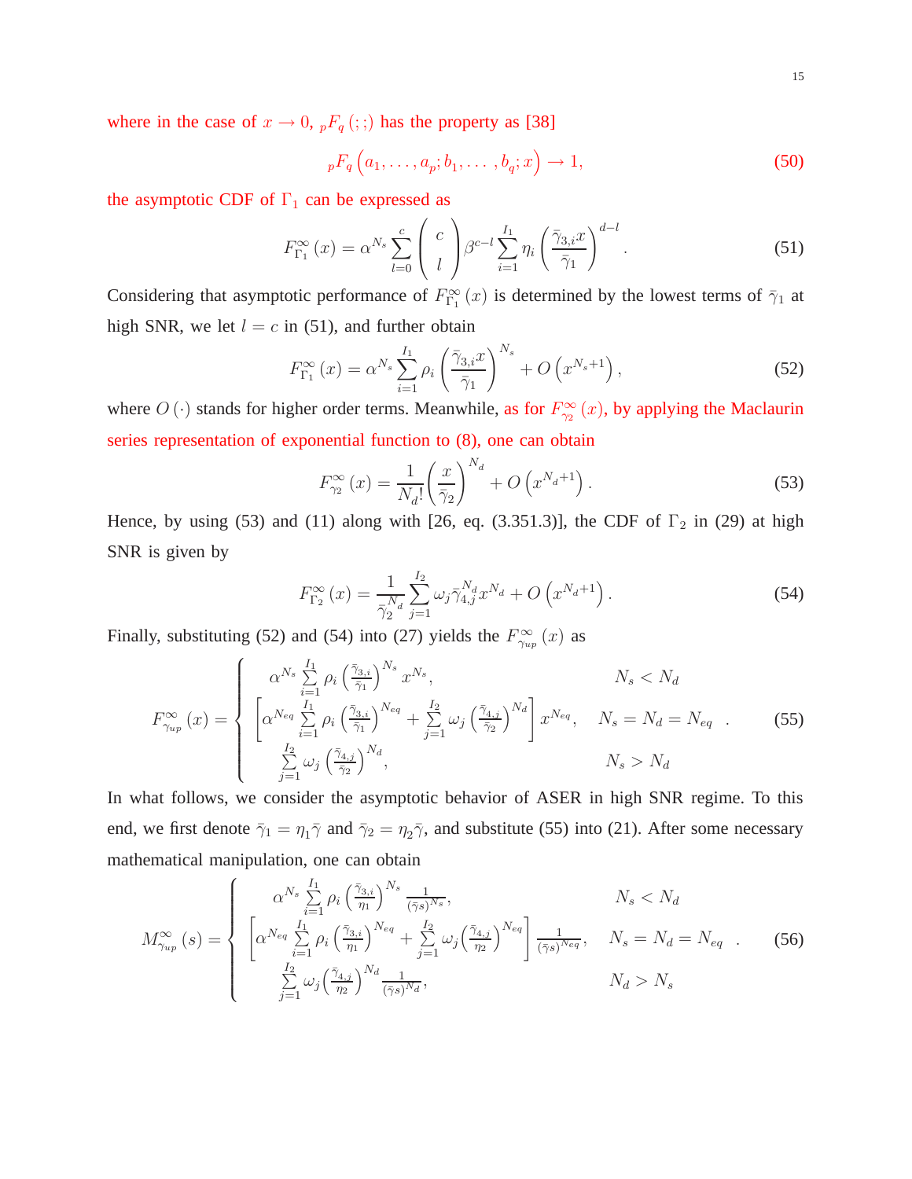where in the case of $x \to 0$, ${}_pF_q\left(;;\right)$ has the property as [38]

$$
{}_pF_q\left(a_1, \ldots, a_p; b_1, \ldots, b_q; x\right) \to 1, \tag{50}
$$

the asymptotic CDF of $\Gamma_1$ can be expressed as

$$
F_{\Gamma_1}^{\infty}(x) = \alpha^{N_s} \sum_{l=0}^{c} \left(\begin{array}{c} c \\ l \end{array}\right) \beta^{c-l} \sum_{i=1}^{I_1} \eta_i \left(\frac{\bar{\gamma}_{3,i} x}{\bar{\gamma}_1}\right)^{d-l}. \tag{51}
$$

Considering that asymptotic performance of $F_{\Gamma_1}^{\infty}(x)$ is determined by the lowest terms of $\bar{\gamma}_1$ at high SNR, we let $l = c$ in (51), and further obtain

$$
F_{\Gamma_1}^{\infty}(x) = \alpha^{N_s} \sum_{i=1}^{I_1} \rho_i \left(\frac{\bar{\gamma}_{3,i} x}{\bar{\gamma}_1}\right)^{N_s} + O\left(x^{N_s+1}\right), \tag{52}
$$

where $O(\cdot)$ stands for higher order terms. Meanwhile, as for $F_{\gamma_2}^{\infty}(x)$, by applying the Maclaurin series representation of exponential function to (8), one can obtain

$$
F_{\gamma_2}^{\infty}(x) = \frac{1}{N_d!}\left(\frac{x}{\bar{\gamma}_2}\right)^{N_d} + O\left(x^{N_d+1}\right). \tag{53}
$$

Hence, by using (53) and (11) along with [26, eq. (3.351.3)], the CDF of $\Gamma_2$ in (29) at high SNR is given by

$$
F_{\Gamma_2}^{\infty}(x) = \frac{1}{\bar{\gamma}_2^{N_d}} \sum_{j=1}^{I_2} \omega_j \bar{\gamma}_{4,j}^{N_d} x^{N_d} + O\left(x^{N_d+1}\right). \tag{54}
$$

Finally, substituting (52) and (54) into (27) yields the $F_{\gamma_{up}}^{\infty}(x)$ as

$$
F_{\gamma_{up}}^{\infty}(x) = \begin{cases} \alpha^{N_s} \sum\limits_{i=1}^{I_1} \rho_i \left(\frac{\bar{\gamma}_{3,i}}{\bar{\gamma}_1}\right)^{N_s} x^{N_s}, & N_s < N_d \\ \left[\alpha^{N_{eq}} \sum\limits_{i=1}^{I_1} \rho_i \left(\frac{\bar{\gamma}_{3,i}}{\bar{\gamma}_1}\right)^{N_{eq}} + \sum\limits_{j=1}^{I_2} \omega_j \left(\frac{\bar{\gamma}_{4,j}}{\bar{\gamma}_2}\right)^{N_d}\right] x^{N_{eq}}, & N_s = N_d = N_{eq} \\ \sum\limits_{j=1}^{I_2} \omega_j \left(\frac{\bar{\gamma}_{4,j}}{\bar{\gamma}_2}\right)^{N_d}, & N_s > N_d \end{cases}. \tag{55}
$$

In what follows, we consider the asymptotic behavior of ASER in high SNR regime. To this end, we first denote $\bar{\gamma}_1 = \eta_1 \bar{\gamma}$ and $\bar{\gamma}_2 = \eta_2 \bar{\gamma}$, and substitute (55) into (21). After some necessary mathematical manipulation, one can obtain

$$
M_{\gamma_{up}}^{\infty}(s) = \begin{cases} \alpha^{N_s} \sum\limits_{i=1}^{I_1} \rho_i \left(\frac{\bar{\gamma}_{3,i}}{\eta_1}\right)^{N_s} \frac{1}{(\bar{\gamma}s)^{N_s}}, & N_s < N_d \\ \left[\alpha^{N_{eq}} \sum\limits_{i=1}^{I_1} \rho_i \left(\frac{\bar{\gamma}_{3,i}}{\eta_1}\right)^{N_{eq}} + \sum\limits_{j=1}^{I_2} \omega_j \left(\frac{\bar{\gamma}_{4,j}}{\eta_2}\right)^{N_{eq}}\right] \frac{1}{(\bar{\gamma}s)^{N_{eq}}}, & N_s = N_d = N_{eq} \\ \sum\limits_{j=1}^{I_2} \omega_j \left(\frac{\bar{\gamma}_{4,j}}{\eta_2}\right)^{N_d} \frac{1}{(\bar{\gamma}s)^{N_d}}, & N_d > N_s \end{cases}. \tag{56}
$$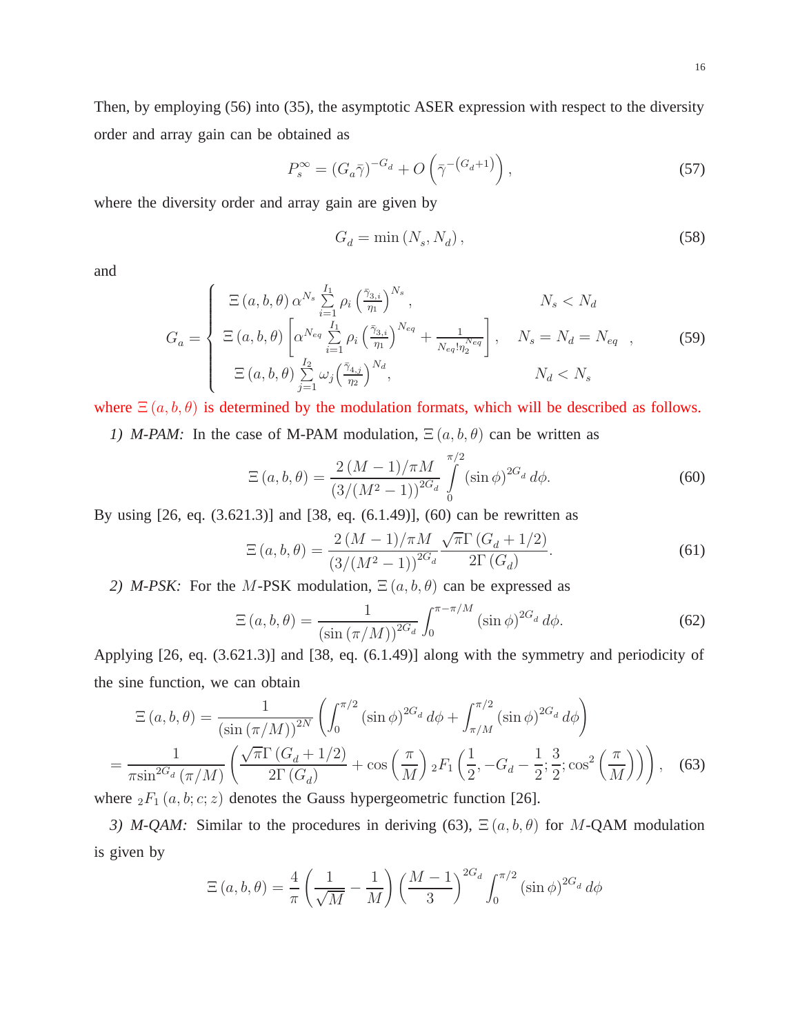Then, by employing (56) into (35), the asymptotic ASER expression with respect to the diversity order and array gain can be obtained as

$$P_s^{\infty} = \left(G_a \bar{\gamma}\right)^{-G_d} + O\left(\bar{\gamma}^{-\left(G_d+1\right)}\right), \tag{57}$$

where the diversity order and array gain are given by

$$G_d = \min\left(N_s, N_d\right), \tag{58}$$

and

$$G_a = \begin{cases} \Xi\left(a,b,\theta\right)\alpha^{N_s}\sum\limits_{i=1}^{I_1}\rho_i\left(\frac{\bar{\gamma}_{3,i}}{\eta_1}\right)^{N_s}, & N_s < N_d \\ \Xi\left(a,b,\theta\right)\left[\alpha^{N_{eq}}\sum\limits_{i=1}^{I_1}\rho_i\left(\frac{\bar{\gamma}_{3,i}}{\eta_1}\right)^{N_{eq}} + \frac{1}{N_{eq}!\eta_2^{N_{eq}}}\right], & N_s = N_d = N_{eq} \\ \Xi\left(a,b,\theta\right)\sum\limits_{j=1}^{I_2}\omega_j\left(\frac{\bar{\gamma}_{4,j}}{\eta_2}\right)^{N_d}, & N_d < N_s \end{cases}, \tag{59}$$

where $\Xi\left(a,b,\theta\right)$ is determined by the modulation formats, which will be described as follows.

*1) M-PAM:* In the case of M-PAM modulation, $\Xi\left(a,b,\theta\right)$ can be written as

$$\Xi\left(a,b,\theta\right) = \frac{2\left(M-1\right)/\pi M}{\left(3/(M^2-1)\right)^{2G_d}}\int\limits_0^{\pi/2}\left(\sin\phi\right)^{2G_d}d\phi. \tag{60}$$

By using [26, eq. (3.621.3)] and [38, eq. (6.1.49)], (60) can be rewritten as

$$\Xi\left(a,b,\theta\right) = \frac{2\left(M-1\right)/\pi M}{\left(3/(M^2-1)\right)^{2G_d}}\frac{\sqrt{\pi}\Gamma\left(G_d+1/2\right)}{2\Gamma\left(G_d\right)}. \tag{61}$$

*2) M-PSK:* For the $M$-PSK modulation, $\Xi\left(a,b,\theta\right)$ can be expressed as

$$\Xi\left(a,b,\theta\right) = \frac{1}{\left(\sin\left(\pi/M\right)\right)^{2G_d}}\int_0^{\pi-\pi/M}\left(\sin\phi\right)^{2G_d}d\phi. \tag{62}$$

Applying [26, eq. (3.621.3)] and [38, eq. (6.1.49)] along with the symmetry and periodicity of the sine function, we can obtain

$$\begin{aligned}\Xi\left(a,b,\theta\right) &= \frac{1}{\left(\sin\left(\pi/M\right)\right)^{2N}}\left(\int_0^{\pi/2}\left(\sin\phi\right)^{2G_d}d\phi + \int_{\pi/M}^{\pi/2}\left(\sin\phi\right)^{2G_d}d\phi\right) \\ &= \frac{1}{\pi\sin^{2G_d}\left(\pi/M\right)}\left(\frac{\sqrt{\pi}\Gamma\left(G_d+1/2\right)}{2\Gamma\left(G_d\right)} + \cos\left(\frac{\pi}{M}\right){}_2F_1\left(\frac{1}{2}, -G_d-\frac{1}{2}; \frac{3}{2}; \cos^2\left(\frac{\pi}{M}\right)\right)\right),\end{aligned} \tag{63}$$

where ${}_2F_1\left(a,b;c;z\right)$ denotes the Gauss hypergeometric function [26].

*3) M-QAM:* Similar to the procedures in deriving (63), $\Xi\left(a,b,\theta\right)$ for $M$-QAM modulation is given by

$$\Xi\left(a,b,\theta\right) = \frac{4}{\pi}\left(\frac{1}{\sqrt{M}} - \frac{1}{M}\right)\left(\frac{M-1}{3}\right)^{2G_d}\int_0^{\pi/2}\left(\sin\phi\right)^{2G_d}d\phi$$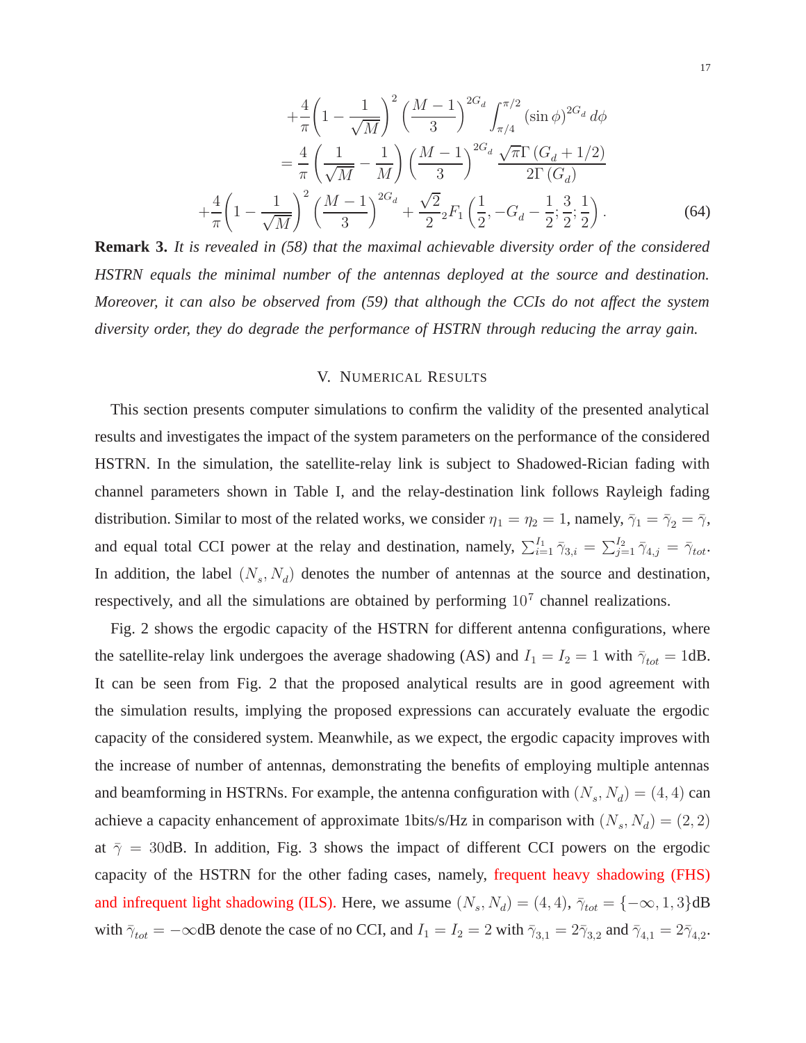$$
\begin{aligned}
&+\frac{4}{\pi}\left(1-\frac{1}{\sqrt{M}}\right)^2\left(\frac{M-1}{3}\right)^{2G_d}\int_{\pi/4}^{\pi/2}(\sin\phi)^{2G_d}\,d\phi \\
&=\frac{4}{\pi}\left(\frac{1}{\sqrt{M}}-\frac{1}{M}\right)\left(\frac{M-1}{3}\right)^{2G_d}\frac{\sqrt{\pi}\Gamma\left(G_d+1/2\right)}{2\Gamma\left(G_d\right)} \\
&+\frac{4}{\pi}\left(1-\frac{1}{\sqrt{M}}\right)^2\left(\frac{M-1}{3}\right)^{2G_d}+\frac{\sqrt{2}}{2}{}_2F_1\left(\frac{1}{2},-G_d-\frac{1}{2};\frac{3}{2};\frac{1}{2}\right).
\end{aligned}
\tag{64}
$$

**Remark 3.** *It is revealed in (58) that the maximal achievable diversity order of the considered HSTRN equals the minimal number of the antennas deployed at the source and destination. Moreover, it can also be observed from (59) that although the CCIs do not affect the system diversity order, they do degrade the performance of HSTRN through reducing the array gain.*

## V. Numerical Results

This section presents computer simulations to confirm the validity of the presented analytical results and investigates the impact of the system parameters on the performance of the considered HSTRN. In the simulation, the satellite-relay link is subject to Shadowed-Rician fading with channel parameters shown in Table I, and the relay-destination link follows Rayleigh fading distribution. Similar to most of the related works, we consider $\eta_1 = \eta_2 = 1$, namely, $\bar{\gamma}_1 = \bar{\gamma}_2 = \bar{\gamma}$, and equal total CCI power at the relay and destination, namely, $\sum_{i=1}^{I_1}\bar{\gamma}_{3,i} = \sum_{j=1}^{I_2}\bar{\gamma}_{4,j} = \bar{\gamma}_{tot}$. In addition, the label $(N_s, N_d)$ denotes the number of antennas at the source and destination, respectively, and all the simulations are obtained by performing $10^7$ channel realizations.

Fig. 2 shows the ergodic capacity of the HSTRN for different antenna configurations, where the satellite-relay link undergoes the average shadowing (AS) and $I_1 = I_2 = 1$ with $\bar{\gamma}_{tot} = 1$dB. It can be seen from Fig. 2 that the proposed analytical results are in good agreement with the simulation results, implying the proposed expressions can accurately evaluate the ergodic capacity of the considered system. Meanwhile, as we expect, the ergodic capacity improves with the increase of number of antennas, demonstrating the benefits of employing multiple antennas and beamforming in HSTRNs. For example, the antenna configuration with $(N_s, N_d) = (4, 4)$ can achieve a capacity enhancement of approximate 1bits/s/Hz in comparison with $(N_s, N_d) = (2, 2)$ at $\bar{\gamma} = 30$dB. In addition, Fig. 3 shows the impact of different CCI powers on the ergodic capacity of the HSTRN for the other fading cases, namely, frequent heavy shadowing (FHS) and infrequent light shadowing (ILS). Here, we assume $(N_s, N_d) = (4, 4)$, $\bar{\gamma}_{tot} = \{-\infty, 1, 3\}$dB with $\bar{\gamma}_{tot} = -\infty$dB denote the case of no CCI, and $I_1 = I_2 = 2$ with $\bar{\gamma}_{3,1} = 2\bar{\gamma}_{3,2}$ and $\bar{\gamma}_{4,1} = 2\bar{\gamma}_{4,2}$.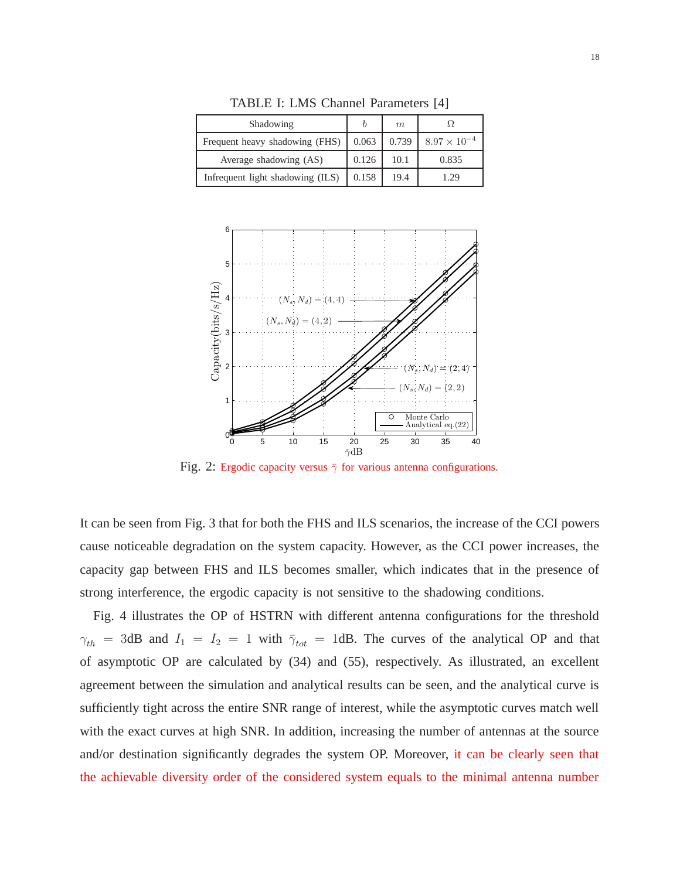TABLE I: LMS Channel Parameters [4]

| Shadowing | $b$ | $m$ | $\Omega$ |
|---|---|---|---|
| Frequent heavy shadowing (FHS) | 0.063 | 0.739 | $8.97 \times 10^{-4}$ |
| Average shadowing (AS) | 0.126 | 10.1 | 0.835 |
| Infrequent light shadowing (ILS) | 0.158 | 19.4 | 1.29 |

Fig. 2: Ergodic capacity versus $\bar{\gamma}$ for various antenna configurations.

It can be seen from Fig. 3 that for both the FHS and ILS scenarios, the increase of the CCI powers cause noticeable degradation on the system capacity. However, as the CCI power increases, the capacity gap between FHS and ILS becomes smaller, which indicates that in the presence of strong interference, the ergodic capacity is not sensitive to the shadowing conditions.

Fig. 4 illustrates the OP of HSTRN with different antenna configurations for the threshold $\gamma_{th} = 3$dB and $I_1 = I_2 = 1$ with $\bar{\gamma}_{tot} = 1$dB. The curves of the analytical OP and that of asymptotic OP are calculated by (34) and (55), respectively. As illustrated, an excellent agreement between the simulation and analytical results can be seen, and the analytical curve is sufficiently tight across the entire SNR range of interest, while the asymptotic curves match well with the exact curves at high SNR. In addition, increasing the number of antennas at the source and/or destination significantly degrades the system OP. Moreover, it can be clearly seen that the achievable diversity order of the considered system equals to the minimal antenna number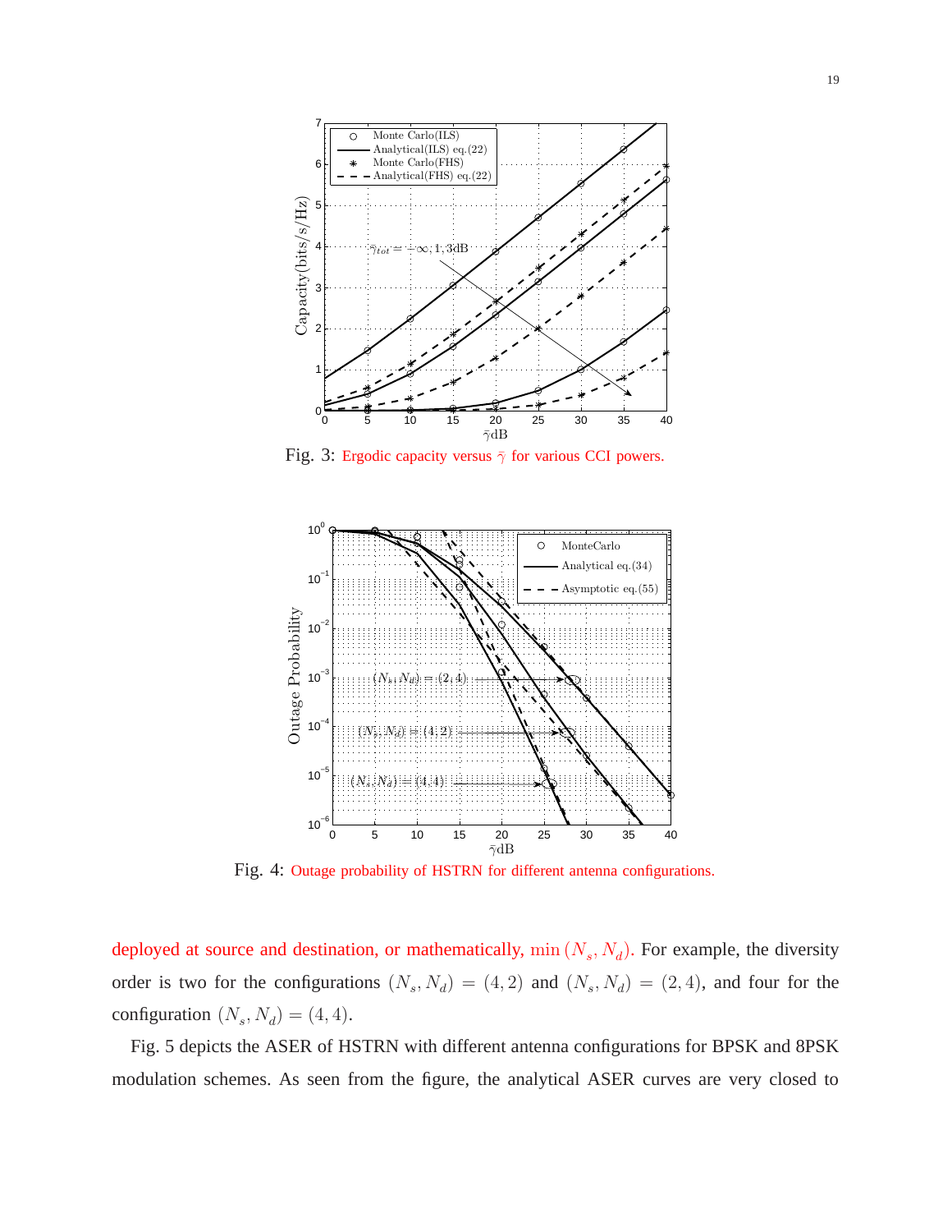Fig. 3: Ergodic capacity versus $\bar{\gamma}$ for various CCI powers.

Fig. 4: Outage probability of HSTRN for different antenna configurations.

deployed at source and destination, or mathematically, $\min(N_s, N_d)$. For example, the diversity order is two for the configurations $(N_s, N_d) = (4, 2)$ and $(N_s, N_d) = (2, 4)$, and four for the configuration $(N_s, N_d) = (4, 4)$.

Fig. 5 depicts the ASER of HSTRN with different antenna configurations for BPSK and 8PSK modulation schemes. As seen from the figure, the analytical ASER curves are very closed to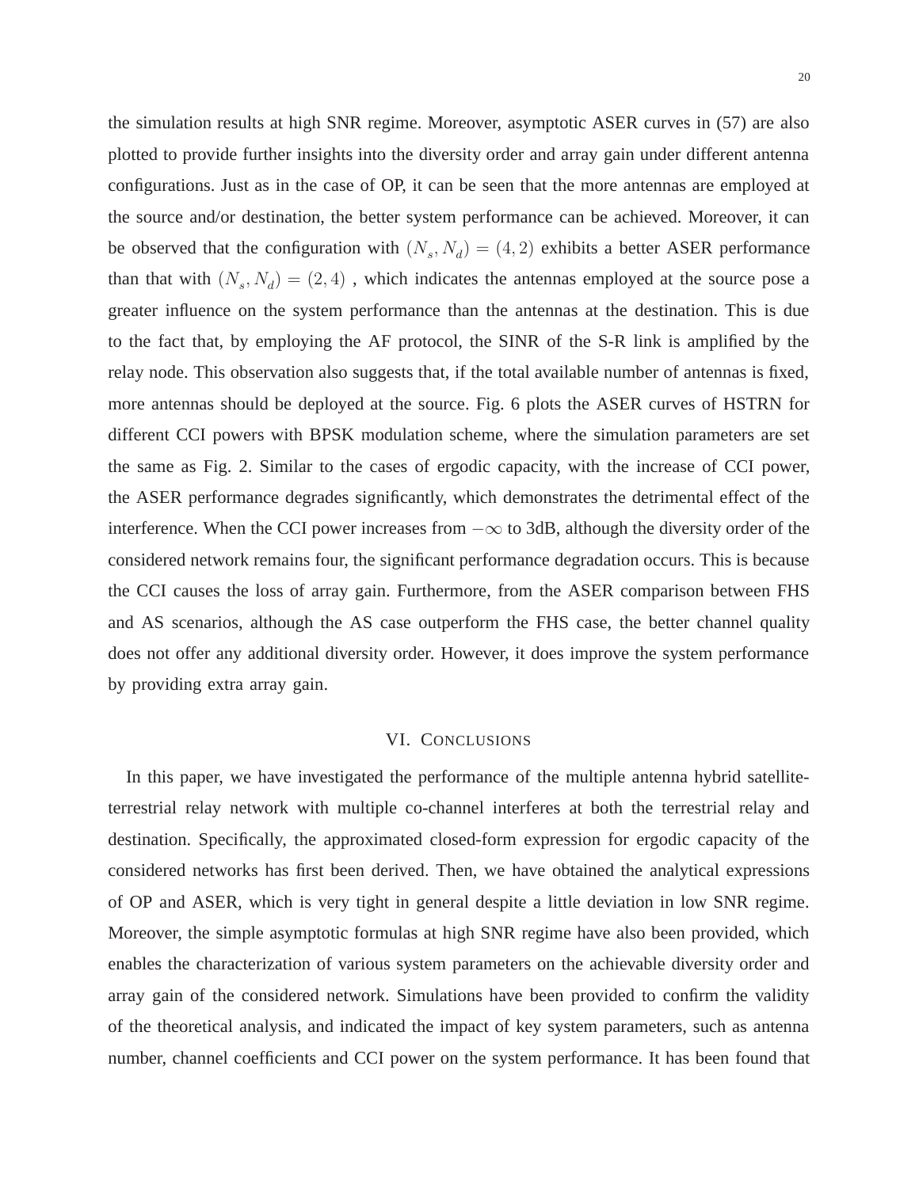the simulation results at high SNR regime. Moreover, asymptotic ASER curves in (57) are also plotted to provide further insights into the diversity order and array gain under different antenna configurations. Just as in the case of OP, it can be seen that the more antennas are employed at the source and/or destination, the better system performance can be achieved. Moreover, it can be observed that the configuration with $(N_s, N_d) = (4, 2)$ exhibits a better ASER performance than that with $(N_s, N_d) = (2, 4)$ , which indicates the antennas employed at the source pose a greater influence on the system performance than the antennas at the destination. This is due to the fact that, by employing the AF protocol, the SINR of the S-R link is amplified by the relay node. This observation also suggests that, if the total available number of antennas is fixed, more antennas should be deployed at the source. Fig. 6 plots the ASER curves of HSTRN for different CCI powers with BPSK modulation scheme, where the simulation parameters are set the same as Fig. 2. Similar to the cases of ergodic capacity, with the increase of CCI power, the ASER performance degrades significantly, which demonstrates the detrimental effect of the interference. When the CCI power increases from $-\infty$ to 3dB, although the diversity order of the considered network remains four, the significant performance degradation occurs. This is because the CCI causes the loss of array gain. Furthermore, from the ASER comparison between FHS and AS scenarios, although the AS case outperform the FHS case, the better channel quality does not offer any additional diversity order. However, it does improve the system performance by providing extra array gain.

## VI. Conclusions

In this paper, we have investigated the performance of the multiple antenna hybrid satellite-terrestrial relay network with multiple co-channel interferes at both the terrestrial relay and destination. Specifically, the approximated closed-form expression for ergodic capacity of the considered networks has first been derived. Then, we have obtained the analytical expressions of OP and ASER, which is very tight in general despite a little deviation in low SNR regime. Moreover, the simple asymptotic formulas at high SNR regime have also been provided, which enables the characterization of various system parameters on the achievable diversity order and array gain of the considered network. Simulations have been provided to confirm the validity of the theoretical analysis, and indicated the impact of key system parameters, such as antenna number, channel coefficients and CCI power on the system performance. It has been found that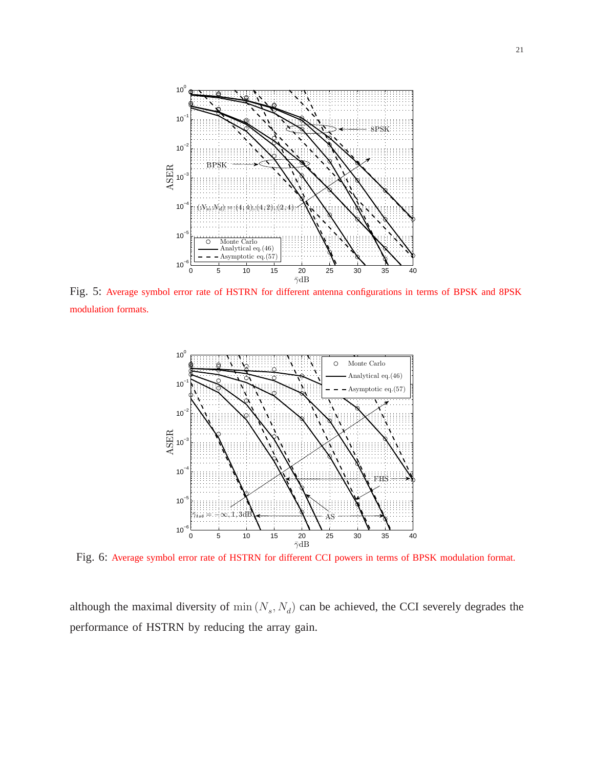Fig. 5: Average symbol error rate of HSTRN for different antenna configurations in terms of BPSK and 8PSK modulation formats.

Fig. 6: Average symbol error rate of HSTRN for different CCI powers in terms of BPSK modulation format.

although the maximal diversity of $\min(N_s, N_d)$ can be achieved, the CCI severely degrades the performance of HSTRN by reducing the array gain.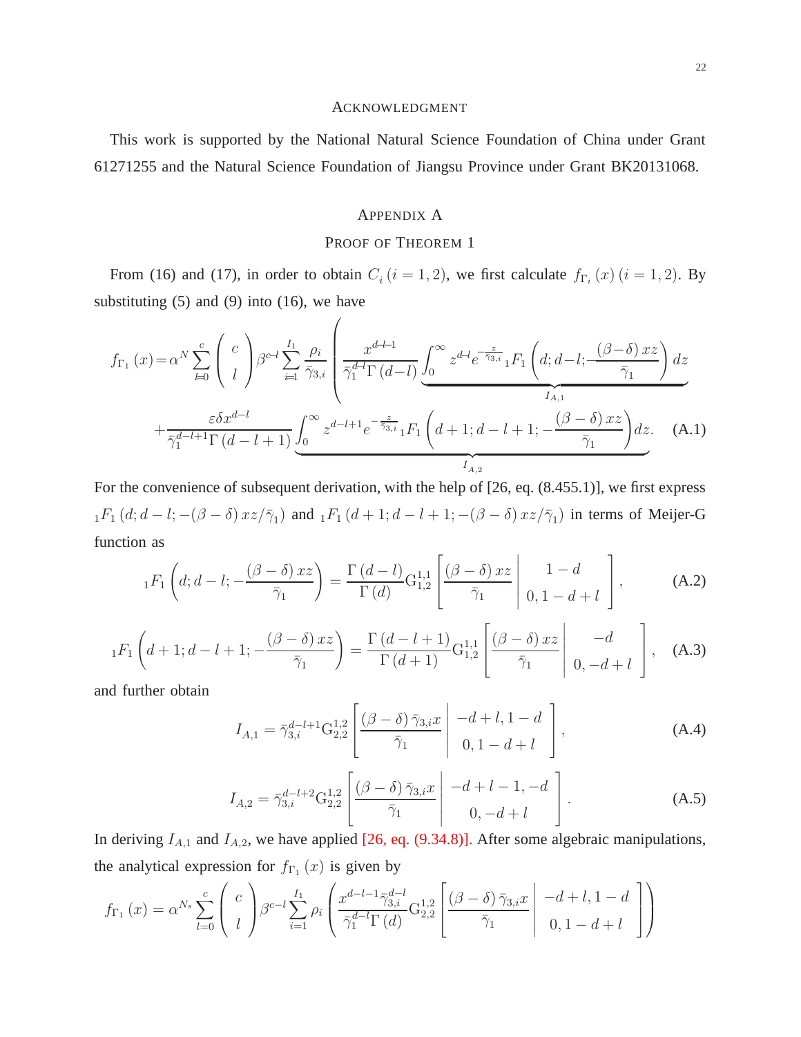## Acknowledgment

This work is supported by the National Natural Science Foundation of China under Grant 61271255 and the Natural Science Foundation of Jiangsu Province under Grant BK20131068.

## Appendix A

## Proof of Theorem 1

From (16) and (17), in order to obtain $C_i\,(i=1,2)$, we first calculate $f_{\Gamma_i}(x)\,(i=1,2)$. By substituting (5) and (9) into (16), we have

$$
\begin{aligned}
f_{\Gamma_1}(x) = &\alpha^N \sum_{l=0}^{c} \binom{c}{l} \beta^{c-l} \sum_{i=1}^{I_1} \frac{\rho_i}{\bar{\gamma}_{3,i}} \Bigg( \frac{x^{d-l-1}}{\bar{\gamma}_1^{d-l}\Gamma(d-l)} \underbrace{\int_0^\infty z^{d-l} e^{-\frac{z}{\bar{\gamma}_{3,i}}} {}_1F_1\left(d; d-l; -\frac{(\beta-\delta)xz}{\bar{\gamma}_1}\right) dz}_{I_{A,1}} \\
&+ \frac{\varepsilon\delta x^{d-l}}{\bar{\gamma}_1^{d-l+1}\Gamma(d-l+1)} \underbrace{\int_0^\infty z^{d-l+1} e^{-\frac{z}{\bar{\gamma}_{3,i}}} {}_1F_1\left(d+1; d-l+1; -\frac{(\beta-\delta)xz}{\bar{\gamma}_1}\right) dz}_{I_{A,2}}. \qquad \text{(A.1)}
\end{aligned}
$$

For the convenience of subsequent derivation, with the help of [26, eq. (8.455.1)], we first express ${}_1F_1\left(d; d-l; -(\beta-\delta)xz/\bar{\gamma}_1\right)$ and ${}_1F_1\left(d+1; d-l+1; -(\beta-\delta)xz/\bar{\gamma}_1\right)$ in terms of Meijer-G function as

$$
{}_1F_1\left(d; d-l; -\frac{(\beta-\delta)xz}{\bar{\gamma}_1}\right) = \frac{\Gamma(d-l)}{\Gamma(d)} \mathrm{G}_{1,2}^{1,1}\left[\frac{(\beta-\delta)xz}{\bar{\gamma}_1} \,\middle|\, \begin{matrix} 1-d \\ 0, 1-d+l \end{matrix}\right], \qquad \text{(A.2)}
$$

$$
{}_1F_1\left(d+1; d-l+1; -\frac{(\beta-\delta)xz}{\bar{\gamma}_1}\right) = \frac{\Gamma(d-l+1)}{\Gamma(d+1)} \mathrm{G}_{1,2}^{1,1}\left[\frac{(\beta-\delta)xz}{\bar{\gamma}_1} \,\middle|\, \begin{matrix} -d \\ 0, -d+l \end{matrix}\right], \qquad \text{(A.3)}
$$

and further obtain

$$
I_{A,1} = \bar{\gamma}_{3,i}^{d-l+1} \mathrm{G}_{2,2}^{1,2}\left[\frac{(\beta-\delta)\bar{\gamma}_{3,i}x}{\bar{\gamma}_1} \,\middle|\, \begin{matrix} -d+l, 1-d \\ 0, 1-d+l \end{matrix}\right], \qquad \text{(A.4)}
$$

$$
I_{A,2} = \bar{\gamma}_{3,i}^{d-l+2} \mathrm{G}_{2,2}^{1,2}\left[\frac{(\beta-\delta)\bar{\gamma}_{3,i}x}{\bar{\gamma}_1} \,\middle|\, \begin{matrix} -d+l-1, -d \\ 0, -d+l \end{matrix}\right]. \qquad \text{(A.5)}
$$

In deriving $I_{A,1}$ and $I_{A,2}$, we have applied [26, eq. (9.34.8)]. After some algebraic manipulations, the analytical expression for $f_{\Gamma_1}(x)$ is given by

$$
f_{\Gamma_1}(x) = \alpha^{N_s} \sum_{l=0}^{c} \binom{c}{l} \beta^{c-l} \sum_{i=1}^{I_1} \rho_i \left( \frac{x^{d-l-1}\bar{\gamma}_{3,i}^{d-l}}{\bar{\gamma}_1^{d-l}\Gamma(d)} \mathrm{G}_{2,2}^{1,2}\left[\frac{(\beta-\delta)\bar{\gamma}_{3,i}x}{\bar{\gamma}_1} \,\middle|\, \begin{matrix} -d+l, 1-d \\ 0, 1-d+l \end{matrix}\right] \right)
$$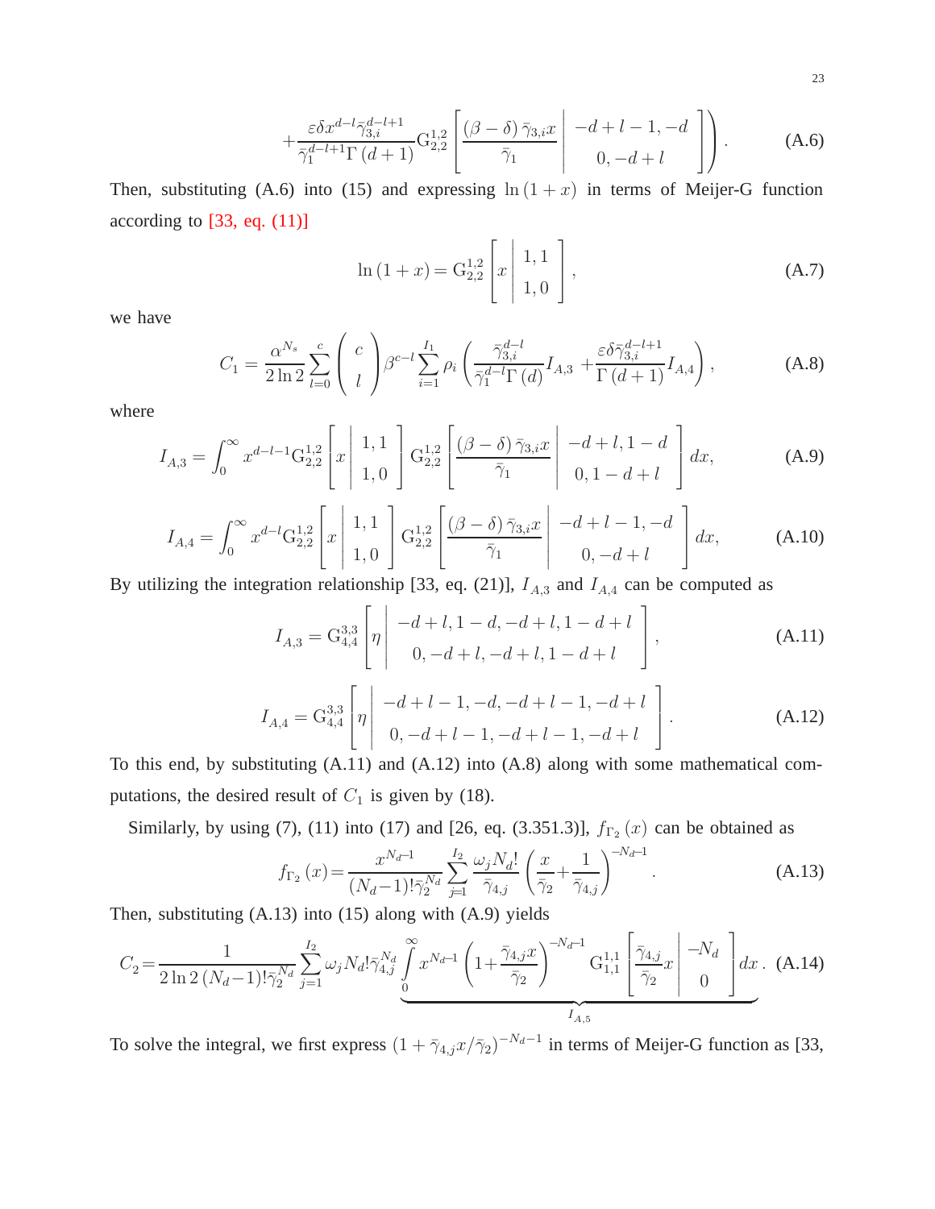$$+\frac{\varepsilon\delta x^{d-l}\bar{\gamma}_{3,i}^{d-l+1}}{\bar{\gamma}_1^{d-l+1}\Gamma\left(d+1\right)}\mathrm{G}_{2,2}^{1,2}\left[\frac{\left(\beta-\delta\right)\bar{\gamma}_{3,i}x}{\bar{\gamma}_1}\middle|\begin{array}{c}-d+l-1,-d\\0,-d+l\end{array}\right]\Bigg). \tag{A.6}$$

Then, substituting (A.6) into (15) and expressing $\ln\left(1+x\right)$ in terms of Meijer-G function according to [33, eq. (11)]

$$\ln\left(1+x\right)=\mathrm{G}_{2,2}^{1,2}\left[x\middle|\begin{array}{c}1,1\\1,0\end{array}\right], \tag{A.7}$$

we have

$$C_1=\frac{\alpha^{N_s}}{2\ln 2}\sum_{l=0}^{c}\left(\begin{array}{c}c\\l\end{array}\right)\beta^{c-l}\sum_{i=1}^{I_1}\rho_i\left(\frac{\bar{\gamma}_{3,i}^{d-l}}{\bar{\gamma}_1^{d-l}\Gamma\left(d\right)}I_{A,3}+\frac{\varepsilon\delta\bar{\gamma}_{3,i}^{d-l+1}}{\Gamma\left(d+1\right)}I_{A,4}\right), \tag{A.8}$$

where

$$I_{A,3}=\int_0^{\infty}x^{d-l-1}\mathrm{G}_{2,2}^{1,2}\left[x\middle|\begin{array}{c}1,1\\1,0\end{array}\right]\mathrm{G}_{2,2}^{1,2}\left[\frac{\left(\beta-\delta\right)\bar{\gamma}_{3,i}x}{\bar{\gamma}_1}\middle|\begin{array}{c}-d+l,1-d\\0,1-d+l\end{array}\right]dx, \tag{A.9}$$

$$I_{A,4}=\int_0^{\infty}x^{d-l}\mathrm{G}_{2,2}^{1,2}\left[x\middle|\begin{array}{c}1,1\\1,0\end{array}\right]\mathrm{G}_{2,2}^{1,2}\left[\frac{\left(\beta-\delta\right)\bar{\gamma}_{3,i}x}{\bar{\gamma}_1}\middle|\begin{array}{c}-d+l-1,-d\\0,-d+l\end{array}\right]dx, \tag{A.10}$$

By utilizing the integration relationship [33, eq. (21)], $I_{A,3}$ and $I_{A,4}$ can be computed as

$$I_{A,3}=\mathrm{G}_{4,4}^{3,3}\left[\eta\middle|\begin{array}{c}-d+l,1-d,-d+l,1-d+l\\0,-d+l,-d+l,1-d+l\end{array}\right], \tag{A.11}$$

$$I_{A,4}=\mathrm{G}_{4,4}^{3,3}\left[\eta\middle|\begin{array}{c}-d+l-1,-d,-d+l-1,-d+l\\0,-d+l-1,-d+l-1,-d+l\end{array}\right]. \tag{A.12}$$

To this end, by substituting (A.11) and (A.12) into (A.8) along with some mathematical computations, the desired result of $C_1$ is given by (18).

Similarly, by using (7), (11) into (17) and [26, eq. (3.351.3)], $f_{\Gamma_2}\left(x\right)$ can be obtained as

$$f_{\Gamma_2}\left(x\right)=\frac{x^{N_d-1}}{(N_d-1)!\bar{\gamma}_2^{N_d}}\sum_{j=1}^{I_2}\frac{\omega_j N_d!}{\bar{\gamma}_{4,j}}\left(\frac{x}{\bar{\gamma}_2}+\frac{1}{\bar{\gamma}_{4,j}}\right)^{-N_d-1}. \tag{A.13}$$

Then, substituting (A.13) into (15) along with (A.9) yields

$$C_2=\frac{1}{2\ln 2\left(N_d-1\right)!\bar{\gamma}_2^{N_d}}\sum_{j=1}^{I_2}\omega_j N_d!\bar{\gamma}_{4,j}^{N_d}\underbrace{\int_0^{\infty}x^{N_d-1}\left(1+\frac{\bar{\gamma}_{4,j}x}{\bar{\gamma}_2}\right)^{-N_d-1}\mathrm{G}_{1,1}^{1,1}\left[\frac{\bar{\gamma}_{4,j}}{\bar{\gamma}_2}x\middle|\begin{array}{c}-N_d\\0\end{array}\right]dx}_{I_{A,5}}. \tag{A.14}$$

To solve the integral, we first express $\left(1+\bar{\gamma}_{4,j}x/\bar{\gamma}_2\right)^{-N_d-1}$ in terms of Meijer-G function as [33,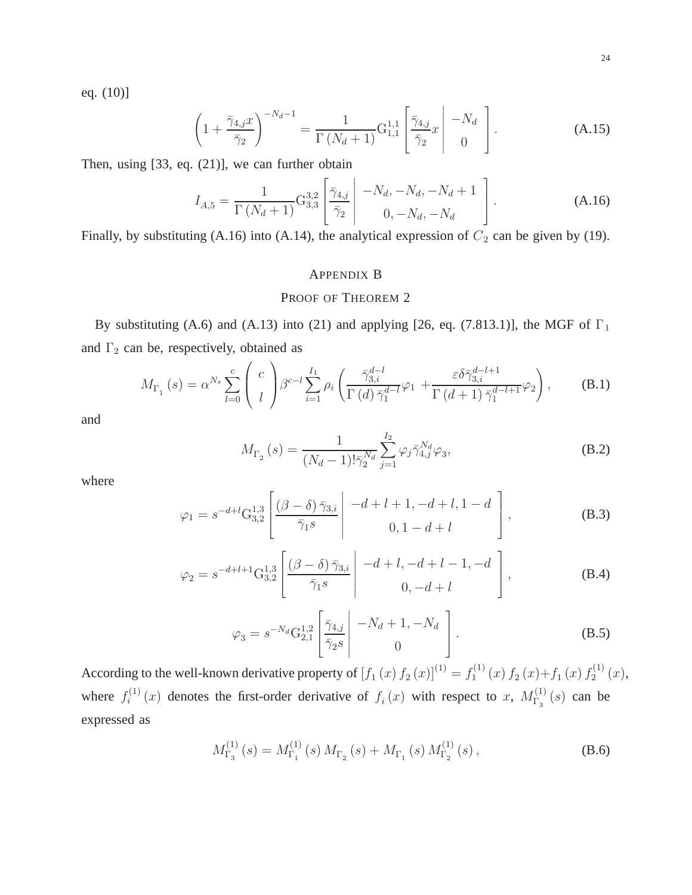eq. (10)]

$$\left(1+\frac{\bar{\gamma}_{4,j}x}{\bar{\gamma}_2}\right)^{-N_d-1}=\frac{1}{\Gamma\left(N_d+1\right)}\mathrm{G}_{1,1}^{1,1}\left[\frac{\bar{\gamma}_{4,j}}{\bar{\gamma}_2}x\left|\begin{array}{c}-N_d\\0\end{array}\right.\right]. \tag{A.15}$$

Then, using [33, eq. (21)], we can further obtain

$$I_{A,5}=\frac{1}{\Gamma\left(N_d+1\right)}\mathrm{G}_{3,3}^{3,2}\left[\frac{\bar{\gamma}_{4,j}}{\bar{\gamma}_2}\left|\begin{array}{c}-N_d,-N_d,-N_d+1\\0,-N_d,-N_d\end{array}\right.\right]. \tag{A.16}$$

Finally, by substituting (A.16) into (A.14), the analytical expression of $C_2$ can be given by (19).

## Appendix B

## Proof of Theorem 2

By substituting (A.6) and (A.13) into (21) and applying [26, eq. (7.813.1)], the MGF of $\Gamma_1$ and $\Gamma_2$ can be, respectively, obtained as

$$M_{\Gamma_1}(s)=\alpha^{N_s}\sum_{l=0}^{c}\binom{c}{l}\beta^{c-l}\sum_{i=1}^{I_1}\rho_i\left(\frac{\bar{\gamma}_{3,i}^{d-l}}{\Gamma(d)\,\bar{\gamma}_1^{d-l}}\varphi_1+\frac{\varepsilon\delta\bar{\gamma}_{3,i}^{d-l+1}}{\Gamma(d+1)\,\bar{\gamma}_1^{d-l+1}}\varphi_2\right), \tag{B.1}$$

and

$$M_{\Gamma_2}(s)=\frac{1}{(N_d-1)!\bar{\gamma}_2^{N_d}}\sum_{j=1}^{I_2}\varphi_j\bar{\gamma}_{4,j}^{N_d}\varphi_3, \tag{B.2}$$

where

$$\varphi_1=s^{-d+l}\mathrm{G}_{3,2}^{1,3}\left[\frac{(\beta-\delta)\,\bar{\gamma}_{3,i}}{\bar{\gamma}_1 s}\left|\begin{array}{c}-d+l+1,-d+l,1-d\\0,1-d+l\end{array}\right.\right], \tag{B.3}$$

$$\varphi_2=s^{-d+l+1}\mathrm{G}_{3,2}^{1,3}\left[\frac{(\beta-\delta)\,\bar{\gamma}_{3,i}}{\bar{\gamma}_1 s}\left|\begin{array}{c}-d+l,-d+l-1,-d\\0,-d+l\end{array}\right.\right], \tag{B.4}$$

$$\varphi_3=s^{-N_d}\mathrm{G}_{2,1}^{1,2}\left[\frac{\bar{\gamma}_{4,j}}{\bar{\gamma}_2 s}\left|\begin{array}{c}-N_d+1,-N_d\\0\end{array}\right.\right]. \tag{B.5}$$

According to the well-known derivative property of $\left[f_1(x)\,f_2(x)\right]^{(1)}=f_1^{(1)}(x)\,f_2(x)+f_1(x)\,f_2^{(1)}(x)$, where $f_i^{(1)}(x)$ denotes the first-order derivative of $f_i(x)$ with respect to $x$, $M_{\Gamma_3}^{(1)}(s)$ can be expressed as

$$M_{\Gamma_3}^{(1)}(s)=M_{\Gamma_1}^{(1)}(s)\,M_{\Gamma_2}(s)+M_{\Gamma_1}(s)\,M_{\Gamma_2}^{(1)}(s), \tag{B.6}$$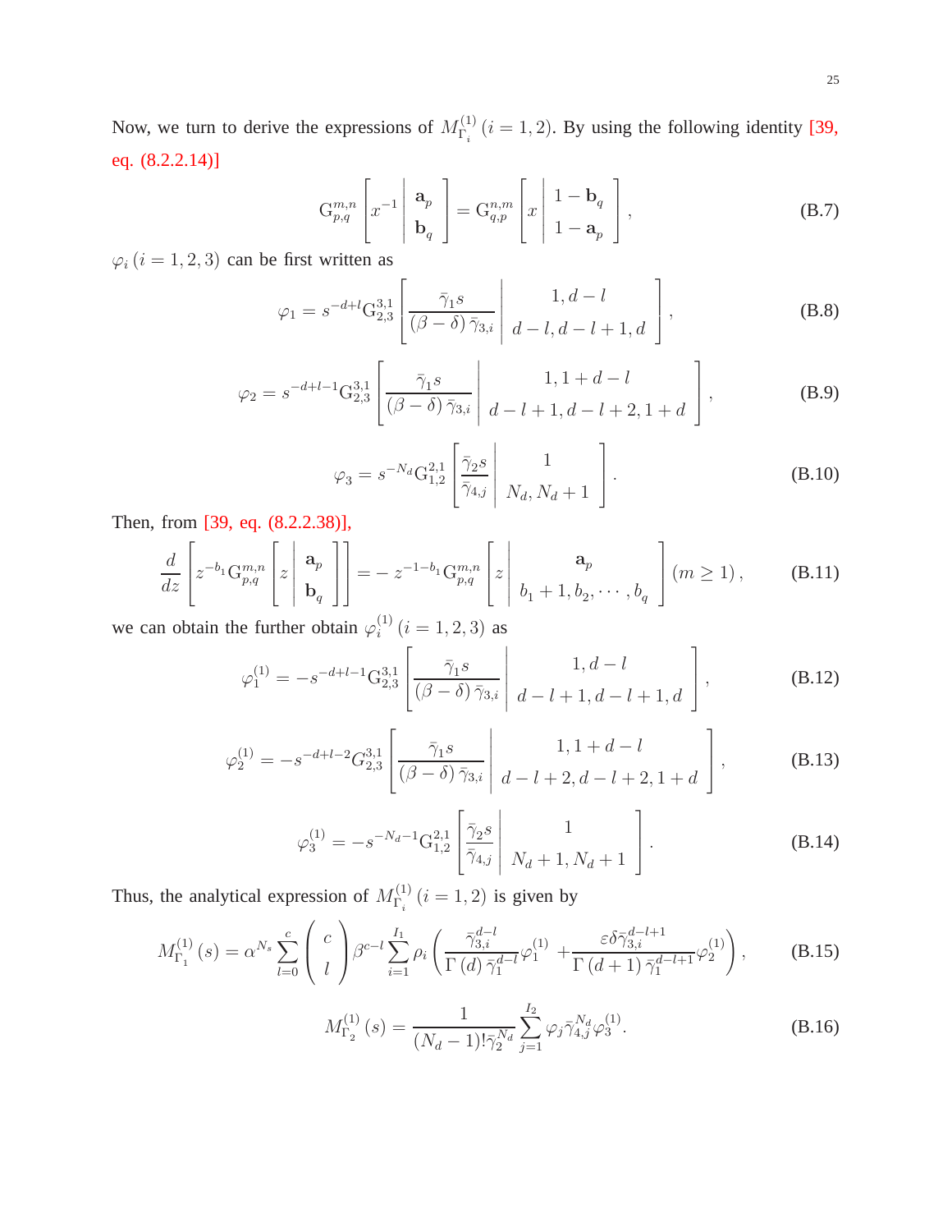Now, we turn to derive the expressions of $M_{\Gamma_i}^{(1)}\,(i=1,2)$. By using the following identity [39, eq. (8.2.2.14)]

$$\mathrm{G}_{p,q}^{m,n}\left[x^{-1}\left|\begin{array}{c}\mathbf{a}_p\\ \mathbf{b}_q\end{array}\right.\right]=\mathrm{G}_{q,p}^{n,m}\left[x\left|\begin{array}{c}1-\mathbf{b}_q\\ 1-\mathbf{a}_p\end{array}\right.\right], \tag{B.7}$$

$\varphi_i\,(i=1,2,3)$ can be first written as

$$\varphi_1=s^{-d+l}\mathrm{G}_{2,3}^{3,1}\left[\frac{\bar{\gamma}_1 s}{(\beta-\delta)\,\bar{\gamma}_{3,i}}\left|\begin{array}{c}1,d-l\\ d-l,d-l+1,d\end{array}\right.\right], \tag{B.8}$$

$$\varphi_2=s^{-d+l-1}\mathrm{G}_{2,3}^{3,1}\left[\frac{\bar{\gamma}_1 s}{(\beta-\delta)\,\bar{\gamma}_{3,i}}\left|\begin{array}{c}1,1+d-l\\ d-l+1,d-l+2,1+d\end{array}\right.\right], \tag{B.9}$$

$$\varphi_3=s^{-N_d}\mathrm{G}_{1,2}^{2,1}\left[\frac{\bar{\gamma}_2 s}{\bar{\gamma}_{4,j}}\left|\begin{array}{c}1\\ N_d,N_d+1\end{array}\right.\right]. \tag{B.10}$$

Then, from [39, eq. (8.2.2.38)],

$$\frac{d}{dz}\left[z^{-b_1}\mathrm{G}_{p,q}^{m,n}\left[z\left|\begin{array}{c}\mathbf{a}_p\\ \mathbf{b}_q\end{array}\right.\right]\right]=-\,z^{-1-b_1}\mathrm{G}_{p,q}^{m,n}\left[z\left|\begin{array}{c}\mathbf{a}_p\\ b_1+1,b_2,\cdots,b_q\end{array}\right.\right](m\geq 1), \tag{B.11}$$

we can obtain the further obtain $\varphi_i^{(1)}\,(i=1,2,3)$ as

$$\varphi_1^{(1)}=-s^{-d+l-1}\mathrm{G}_{2,3}^{3,1}\left[\frac{\bar{\gamma}_1 s}{(\beta-\delta)\,\bar{\gamma}_{3,i}}\left|\begin{array}{c}1,d-l\\ d-l+1,d-l+1,d\end{array}\right.\right], \tag{B.12}$$

$$\varphi_2^{(1)}=-s^{-d+l-2}G_{2,3}^{3,1}\left[\frac{\bar{\gamma}_1 s}{(\beta-\delta)\,\bar{\gamma}_{3,i}}\left|\begin{array}{c}1,1+d-l\\ d-l+2,d-l+2,1+d\end{array}\right.\right], \tag{B.13}$$

$$\varphi_3^{(1)}=-s^{-N_d-1}\mathrm{G}_{1,2}^{2,1}\left[\frac{\bar{\gamma}_2 s}{\bar{\gamma}_{4,j}}\left|\begin{array}{c}1\\ N_d+1,N_d+1\end{array}\right.\right]. \tag{B.14}$$

Thus, the analytical expression of $M_{\Gamma_i}^{(1)}\,(i=1,2)$ is given by

$$M_{\Gamma_1}^{(1)}(s)=\alpha^{N_s}\sum_{l=0}^{c}\binom{c}{l}\beta^{c-l}\sum_{i=1}^{I_1}\rho_i\left(\frac{\bar{\gamma}_{3,i}^{d-l}}{\Gamma(d)\,\bar{\gamma}_1^{d-l}}\varphi_1^{(1)}+\frac{\varepsilon\delta\bar{\gamma}_{3,i}^{d-l+1}}{\Gamma(d+1)\,\bar{\gamma}_1^{d-l+1}}\varphi_2^{(1)}\right), \tag{B.15}$$

$$M_{\Gamma_2}^{(1)}(s)=\frac{1}{(N_d-1)!\bar{\gamma}_2^{N_d}}\sum_{j=1}^{I_2}\varphi_j\bar{\gamma}_{4,j}^{N_d}\varphi_3^{(1)}. \tag{B.16}$$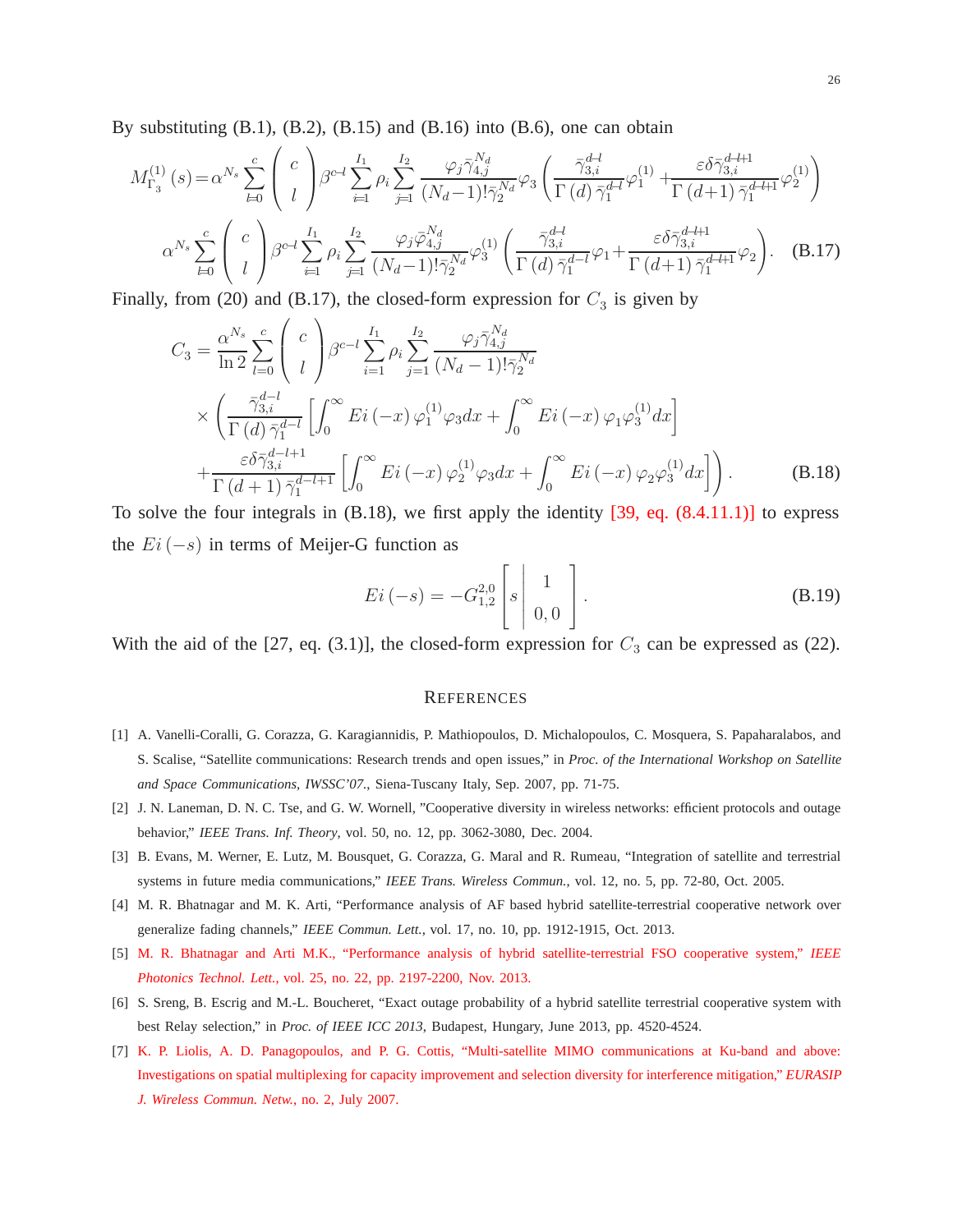By substituting (B.1), (B.2), (B.15) and (B.16) into (B.6), one can obtain

$$
\begin{aligned}
M_{\Gamma_3}^{(1)}(s) = {} & \alpha^{N_s} \sum_{l=0}^{c} \begin{pmatrix} c \\ l \end{pmatrix} \beta^{c-l} \sum_{i=1}^{I_1} \rho_i \sum_{j=1}^{I_2} \frac{\varphi_j \bar{\gamma}_{4,j}^{N_d}}{(N_d-1)! \bar{\gamma}_2^{N_d}} \varphi_3 \left( \frac{\bar{\gamma}_{3,i}^{d-l}}{\Gamma(d)\,\bar{\gamma}_1^{d-l}} \varphi_1^{(1)} + \frac{\varepsilon \delta \bar{\gamma}_{3,i}^{d-l+1}}{\Gamma(d+1)\,\bar{\gamma}_1^{d-l+1}} \varphi_2^{(1)} \right) \\
& \alpha^{N_s} \sum_{l=0}^{c} \begin{pmatrix} c \\ l \end{pmatrix} \beta^{c-l} \sum_{i=1}^{I_1} \rho_i \sum_{j=1}^{I_2} \frac{\varphi_j \bar{\varphi}_{4,j}^{N_d}}{(N_d-1)! \bar{\gamma}_2^{N_d}} \varphi_3^{(1)} \left( \frac{\bar{\gamma}_{3,i}^{d-l}}{\Gamma(d)\,\bar{\gamma}_1^{d-l}} \varphi_1 + \frac{\varepsilon \delta \bar{\gamma}_{3,i}^{d-l+1}}{\Gamma(d+1)\,\bar{\gamma}_1^{d-l+1}} \varphi_2 \right).
\end{aligned} \tag{B.17}
$$

Finally, from (20) and (B.17), the closed-form expression for $C_3$ is given by

$$
\begin{aligned}
C_3 = {} & \frac{\alpha^{N_s}}{\ln 2} \sum_{l=0}^{c} \begin{pmatrix} c \\ l \end{pmatrix} \beta^{c-l} \sum_{i=1}^{I_1} \rho_i \sum_{j=1}^{I_2} \frac{\varphi_j \bar{\gamma}_{4,j}^{N_d}}{(N_d-1)! \bar{\gamma}_2^{N_d}} \\
& \times \left( \frac{\bar{\gamma}_{3,i}^{d-l}}{\Gamma(d)\,\bar{\gamma}_1^{d-l}} \left[ \int_0^\infty Ei(-x)\, \varphi_1^{(1)} \varphi_3 dx + \int_0^\infty Ei(-x)\, \varphi_1 \varphi_3^{(1)} dx \right] \right. \\
& \left. + \frac{\varepsilon \delta \bar{\gamma}_{3,i}^{d-l+1}}{\Gamma(d+1)\,\bar{\gamma}_1^{d-l+1}} \left[ \int_0^\infty Ei(-x)\, \varphi_2^{(1)} \varphi_3 dx + \int_0^\infty Ei(-x)\, \varphi_2 \varphi_3^{(1)} dx \right] \right).
\end{aligned} \tag{B.18}
$$

To solve the four integrals in (B.18), we first apply the identity [39, eq. (8.4.11.1)] to express the $Ei(-s)$ in terms of Meijer-G function as

$$
Ei(-s) = -G_{1,2}^{2,0} \left[ s \left| \begin{matrix} 1 \\ 0, 0 \end{matrix} \right. \right]. \tag{B.19}
$$

With the aid of the [27, eq. (3.1)], the closed-form expression for $C_3$ can be expressed as (22).

## References

[1] A. Vanelli-Coralli, G. Corazza, G. Karagiannidis, P. Mathiopoulos, D. Michalopoulos, C. Mosquera, S. Papaharalabos, and S. Scalise, "Satellite communications: Research trends and open issues," in *Proc. of the International Workshop on Satellite and Space Communications, IWSSC'07.*, Siena-Tuscany Italy, Sep. 2007, pp. 71-75.

[2] J. N. Laneman, D. N. C. Tse, and G. W. Wornell, "Cooperative diversity in wireless networks: efficient protocols and outage behavior," *IEEE Trans. Inf. Theory*, vol. 50, no. 12, pp. 3062-3080, Dec. 2004.

[3] B. Evans, M. Werner, E. Lutz, M. Bousquet, G. Corazza, G. Maral and R. Rumeau, "Integration of satellite and terrestrial systems in future media communications," *IEEE Trans. Wireless Commun.*, vol. 12, no. 5, pp. 72-80, Oct. 2005.

[4] M. R. Bhatnagar and M. K. Arti, "Performance analysis of AF based hybrid satellite-terrestrial cooperative network over generalize fading channels," *IEEE Commun. Lett.*, vol. 17, no. 10, pp. 1912-1915, Oct. 2013.

[5] M. R. Bhatnagar and Arti M.K., "Performance analysis of hybrid satellite-terrestrial FSO cooperative system," *IEEE Photonics Technol. Lett.*, vol. 25, no. 22, pp. 2197-2200, Nov. 2013.

[6] S. Sreng, B. Escrig and M.-L. Boucheret, "Exact outage probability of a hybrid satellite terrestrial cooperative system with best Relay selection," in *Proc. of IEEE ICC 2013*, Budapest, Hungary, June 2013, pp. 4520-4524.

[7] K. P. Liolis, A. D. Panagopoulos, and P. G. Cottis, "Multi-satellite MIMO communications at Ku-band and above: Investigations on spatial multiplexing for capacity improvement and selection diversity for interference mitigation," *EURASIP J. Wireless Commun. Netw.*, no. 2, July 2007.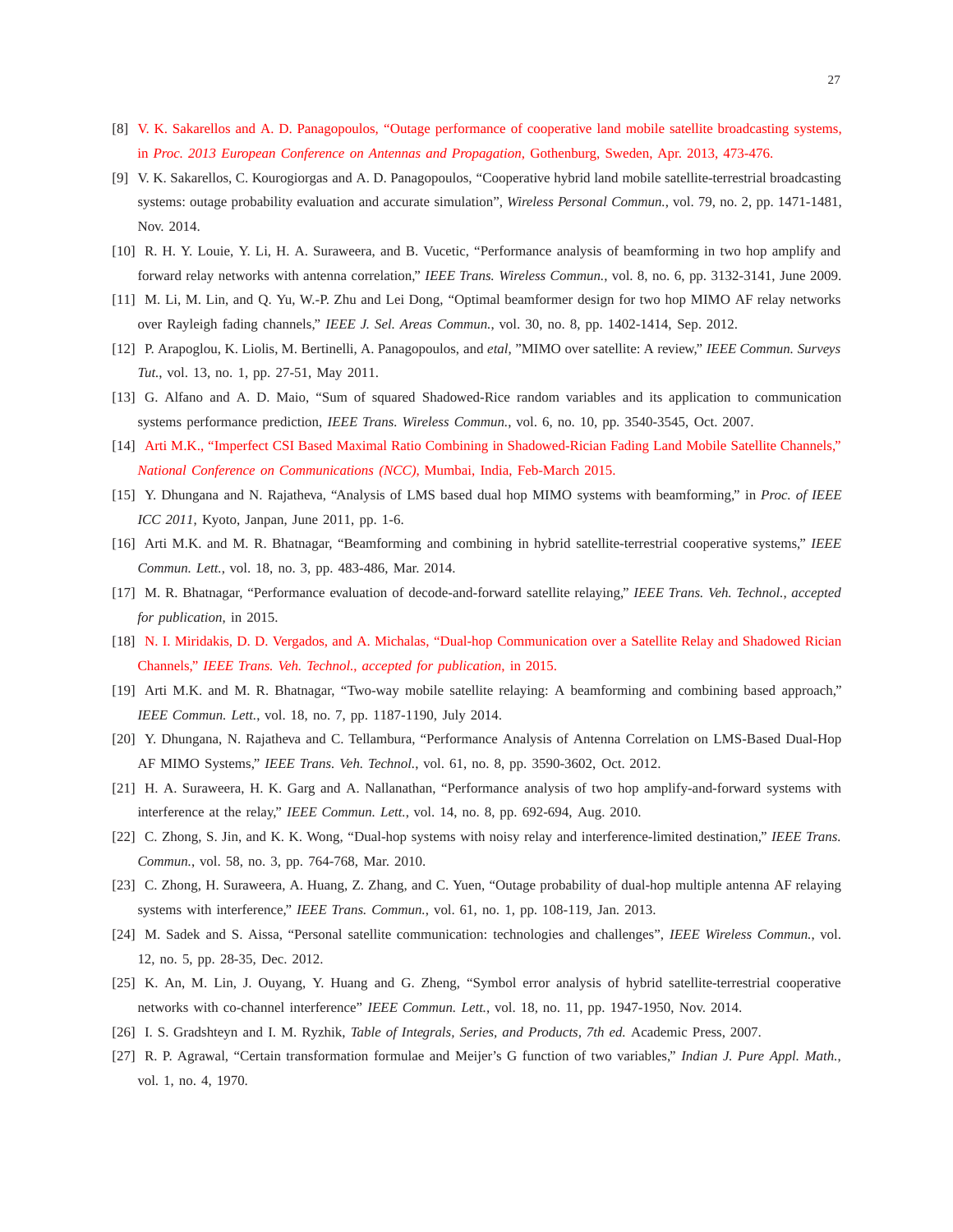[8] V. K. Sakarellos and A. D. Panagopoulos, "Outage performance of cooperative land mobile satellite broadcasting systems, in *Proc. 2013 European Conference on Antennas and Propagation*, Gothenburg, Sweden, Apr. 2013, 473-476.

[9] V. K. Sakarellos, C. Kourogiorgas and A. D. Panagopoulos, "Cooperative hybrid land mobile satellite-terrestrial broadcasting systems: outage probability evaluation and accurate simulation", *Wireless Personal Commun.*, vol. 79, no. 2, pp. 1471-1481, Nov. 2014.

[10] R. H. Y. Louie, Y. Li, H. A. Suraweera, and B. Vucetic, "Performance analysis of beamforming in two hop amplify and forward relay networks with antenna correlation," *IEEE Trans. Wireless Commun.*, vol. 8, no. 6, pp. 3132-3141, June 2009.

[11] M. Li, M. Lin, and Q. Yu, W.-P. Zhu and Lei Dong, "Optimal beamformer design for two hop MIMO AF relay networks over Rayleigh fading channels," *IEEE J. Sel. Areas Commun.*, vol. 30, no. 8, pp. 1402-1414, Sep. 2012.

[12] P. Arapoglou, K. Liolis, M. Bertinelli, A. Panagopoulos, and *etal*, "MIMO over satellite: A review," *IEEE Commun. Surveys Tut.*, vol. 13, no. 1, pp. 27-51, May 2011.

[13] G. Alfano and A. D. Maio, "Sum of squared Shadowed-Rice random variables and its application to communication systems performance prediction, *IEEE Trans. Wireless Commun.*, vol. 6, no. 10, pp. 3540-3545, Oct. 2007.

[14] Arti M.K., "Imperfect CSI Based Maximal Ratio Combining in Shadowed-Rician Fading Land Mobile Satellite Channels," *National Conference on Communications (NCC)*, Mumbai, India, Feb-March 2015.

[15] Y. Dhungana and N. Rajatheva, "Analysis of LMS based dual hop MIMO systems with beamforming," in *Proc. of IEEE ICC 2011*, Kyoto, Janpan, June 2011, pp. 1-6.

[16] Arti M.K. and M. R. Bhatnagar, "Beamforming and combining in hybrid satellite-terrestrial cooperative systems," *IEEE Commun. Lett.*, vol. 18, no. 3, pp. 483-486, Mar. 2014.

[17] M. R. Bhatnagar, "Performance evaluation of decode-and-forward satellite relaying," *IEEE Trans. Veh. Technol.*, *accepted for publication*, in 2015.

[18] N. I. Miridakis, D. D. Vergados, and A. Michalas, "Dual-hop Communication over a Satellite Relay and Shadowed Rician Channels," *IEEE Trans. Veh. Technol.*, *accepted for publication*, in 2015.

[19] Arti M.K. and M. R. Bhatnagar, "Two-way mobile satellite relaying: A beamforming and combining based approach," *IEEE Commun. Lett.*, vol. 18, no. 7, pp. 1187-1190, July 2014.

[20] Y. Dhungana, N. Rajatheva and C. Tellambura, "Performance Analysis of Antenna Correlation on LMS-Based Dual-Hop AF MIMO Systems," *IEEE Trans. Veh. Technol.*, vol. 61, no. 8, pp. 3590-3602, Oct. 2012.

[21] H. A. Suraweera, H. K. Garg and A. Nallanathan, "Performance analysis of two hop amplify-and-forward systems with interference at the relay," *IEEE Commun. Lett.*, vol. 14, no. 8, pp. 692-694, Aug. 2010.

[22] C. Zhong, S. Jin, and K. K. Wong, "Dual-hop systems with noisy relay and interference-limited destination," *IEEE Trans. Commun.*, vol. 58, no. 3, pp. 764-768, Mar. 2010.

[23] C. Zhong, H. Suraweera, A. Huang, Z. Zhang, and C. Yuen, "Outage probability of dual-hop multiple antenna AF relaying systems with interference," *IEEE Trans. Commun.*, vol. 61, no. 1, pp. 108-119, Jan. 2013.

[24] M. Sadek and S. Aissa, "Personal satellite communication: technologies and challenges", *IEEE Wireless Commun.*, vol. 12, no. 5, pp. 28-35, Dec. 2012.

[25] K. An, M. Lin, J. Ouyang, Y. Huang and G. Zheng, "Symbol error analysis of hybrid satellite-terrestrial cooperative networks with co-channel interference" *IEEE Commun. Lett.*, vol. 18, no. 11, pp. 1947-1950, Nov. 2014.

[26] I. S. Gradshteyn and I. M. Ryzhik, *Table of Integrals, Series, and Products, 7th ed.* Academic Press, 2007.

[27] R. P. Agrawal, "Certain transformation formulae and Meijer's G function of two variables," *Indian J. Pure Appl. Math.*, vol. 1, no. 4, 1970.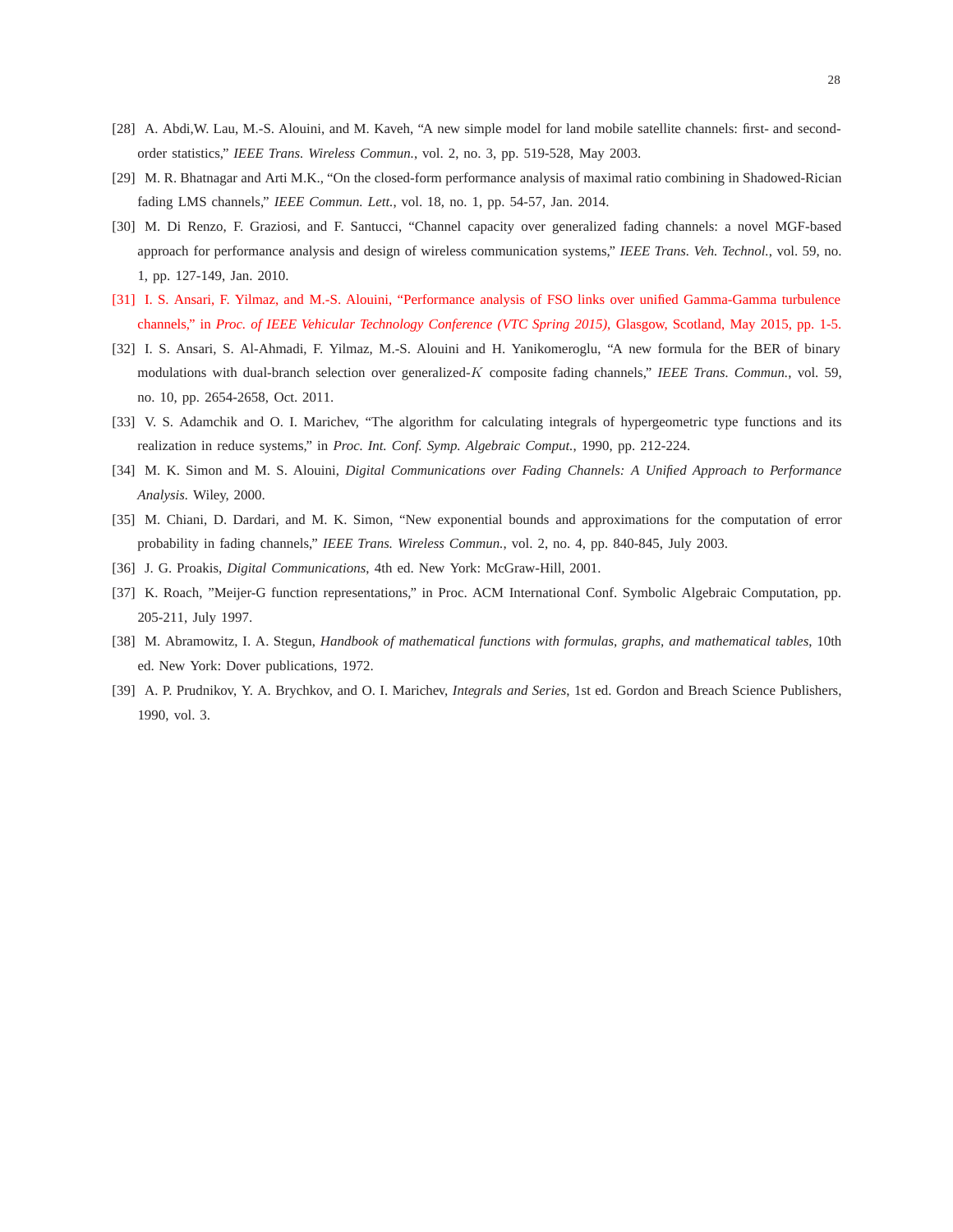[28] A. Abdi,W. Lau, M.-S. Alouini, and M. Kaveh, “A new simple model for land mobile satellite channels: first- and second-order statistics,” *IEEE Trans. Wireless Commun.*, vol. 2, no. 3, pp. 519-528, May 2003.

[29] M. R. Bhatnagar and Arti M.K., “On the closed-form performance analysis of maximal ratio combining in Shadowed-Rician fading LMS channels,” *IEEE Commun. Lett.*, vol. 18, no. 1, pp. 54-57, Jan. 2014.

[30] M. Di Renzo, F. Graziosi, and F. Santucci, “Channel capacity over generalized fading channels: a novel MGF-based approach for performance analysis and design of wireless communication systems,” *IEEE Trans. Veh. Technol.*, vol. 59, no. 1, pp. 127-149, Jan. 2010.

[31] I. S. Ansari, F. Yilmaz, and M.-S. Alouini, “Performance analysis of FSO links over unified Gamma-Gamma turbulence channels,” in *Proc. of IEEE Vehicular Technology Conference (VTC Spring 2015)*, Glasgow, Scotland, May 2015, pp. 1-5.

[32] I. S. Ansari, S. Al-Ahmadi, F. Yilmaz, M.-S. Alouini and H. Yanikomeroglu, “A new formula for the BER of binary modulations with dual-branch selection over generalized-$K$ composite fading channels,” *IEEE Trans. Commun.*, vol. 59, no. 10, pp. 2654-2658, Oct. 2011.

[33] V. S. Adamchik and O. I. Marichev, “The algorithm for calculating integrals of hypergeometric type functions and its realization in reduce systems,” in *Proc. Int. Conf. Symp. Algebraic Comput.*, 1990, pp. 212-224.

[34] M. K. Simon and M. S. Alouini, *Digital Communications over Fading Channels: A Unified Approach to Performance Analysis.* Wiley, 2000.

[35] M. Chiani, D. Dardari, and M. K. Simon, “New exponential bounds and approximations for the computation of error probability in fading channels,” *IEEE Trans. Wireless Commun.*, vol. 2, no. 4, pp. 840-845, July 2003.

[36] J. G. Proakis, *Digital Communications*, 4th ed. New York: McGraw-Hill, 2001.

[37] K. Roach, ”Meijer-G function representations,” in Proc. ACM International Conf. Symbolic Algebraic Computation, pp. 205-211, July 1997.

[38] M. Abramowitz, I. A. Stegun, *Handbook of mathematical functions with formulas, graphs, and mathematical tables*, 10th ed. New York: Dover publications, 1972.

[39] A. P. Prudnikov, Y. A. Brychkov, and O. I. Marichev, *Integrals and Series*, 1st ed. Gordon and Breach Science Publishers, 1990, vol. 3.